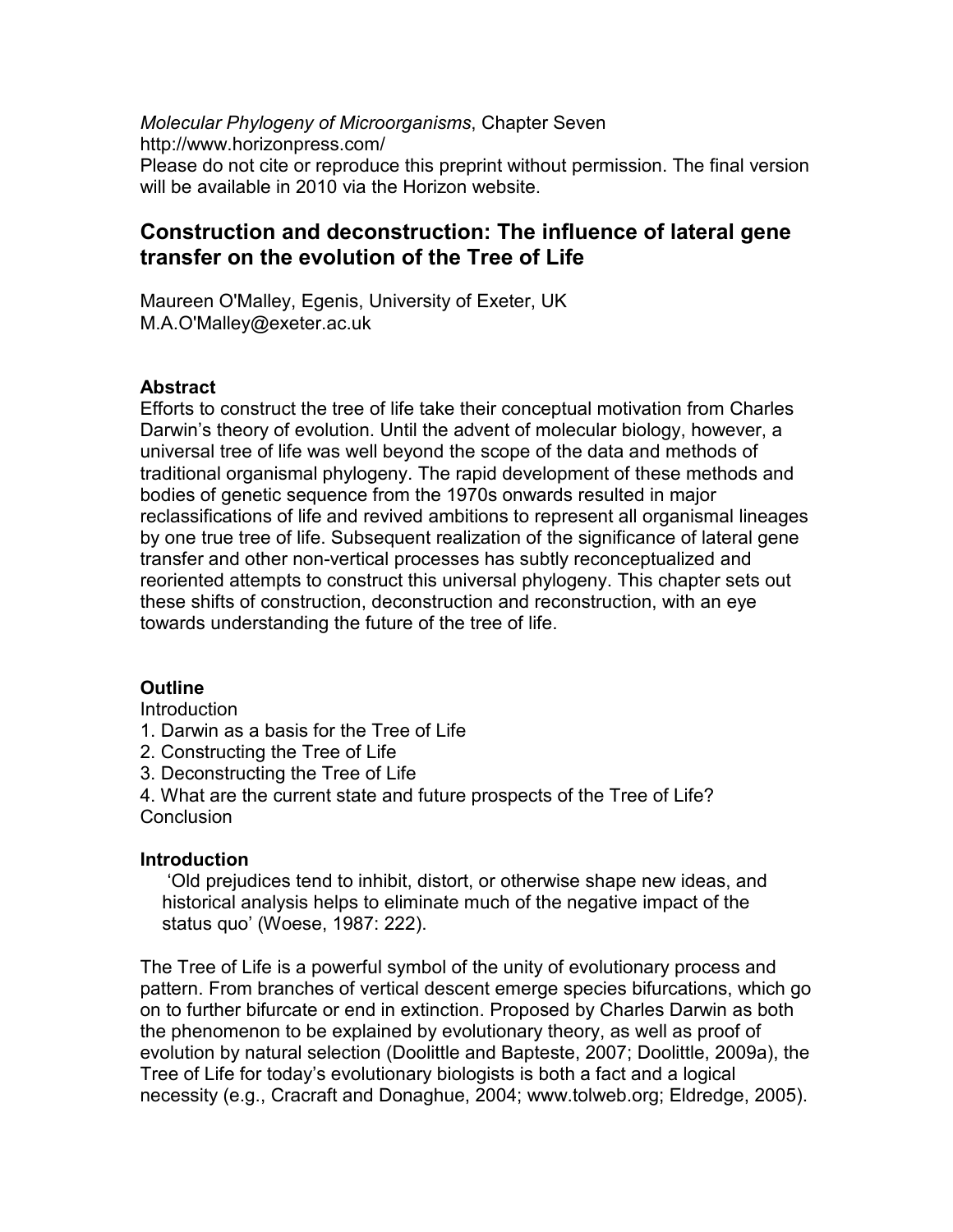*Molecular Phylogeny of Microorganisms*, Chapter Seven
http://www.horizonpress.com/
Please do not cite or reproduce this preprint without permission. The final version will be available in 2010 via the Horizon website.

# Construction and deconstruction: The influence of lateral gene transfer on the evolution of the Tree of Life

Maureen O'Malley, Egenis, University of Exeter, UK
M.A.O'Malley@exeter.ac.uk

### Abstract

Efforts to construct the tree of life take their conceptual motivation from Charles Darwin's theory of evolution. Until the advent of molecular biology, however, a universal tree of life was well beyond the scope of the data and methods of traditional organismal phylogeny. The rapid development of these methods and bodies of genetic sequence from the 1970s onwards resulted in major reclassifications of life and revived ambitions to represent all organismal lineages by one true tree of life. Subsequent realization of the significance of lateral gene transfer and other non-vertical processes has subtly reconceptualized and reoriented attempts to construct this universal phylogeny. This chapter sets out these shifts of construction, deconstruction and reconstruction, with an eye towards understanding the future of the tree of life.

### Outline

Introduction
1. Darwin as a basis for the Tree of Life
2. Constructing the Tree of Life
3. Deconstructing the Tree of Life
4. What are the current state and future prospects of the Tree of Life?
Conclusion

### Introduction

> 'Old prejudices tend to inhibit, distort, or otherwise shape new ideas, and historical analysis helps to eliminate much of the negative impact of the status quo' (Woese, 1987: 222).

The Tree of Life is a powerful symbol of the unity of evolutionary process and pattern. From branches of vertical descent emerge species bifurcations, which go on to further bifurcate or end in extinction. Proposed by Charles Darwin as both the phenomenon to be explained by evolutionary theory, as well as proof of evolution by natural selection (Doolittle and Bapteste, 2007; Doolittle, 2009a), the Tree of Life for today's evolutionary biologists is both a fact and a logical necessity (e.g., Cracraft and Donaghue, 2004; www.tolweb.org; Eldredge, 2005).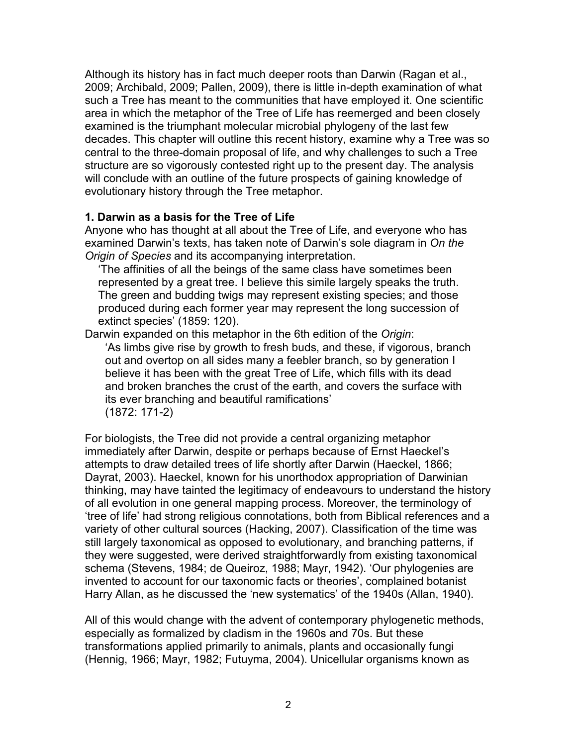Although its history has in fact much deeper roots than Darwin (Ragan et al., 2009; Archibald, 2009; Pallen, 2009), there is little in-depth examination of what such a Tree has meant to the communities that have employed it. One scientific area in which the metaphor of the Tree of Life has reemerged and been closely examined is the triumphant molecular microbial phylogeny of the last few decades. This chapter will outline this recent history, examine why a Tree was so central to the three-domain proposal of life, and why challenges to such a Tree structure are so vigorously contested right up to the present day. The analysis will conclude with an outline of the future prospects of gaining knowledge of evolutionary history through the Tree metaphor.

**1. Darwin as a basis for the Tree of Life**

Anyone who has thought at all about the Tree of Life, and everyone who has examined Darwin's texts, has taken note of Darwin's sole diagram in *On the Origin of Species* and its accompanying interpretation.

> 'The affinities of all the beings of the same class have sometimes been represented by a great tree. I believe this simile largely speaks the truth. The green and budding twigs may represent existing species; and those produced during each former year may represent the long succession of extinct species' (1859: 120).

Darwin expanded on this metaphor in the 6th edition of the *Origin*:

> 'As limbs give rise by growth to fresh buds, and these, if vigorous, branch out and overtop on all sides many a feebler branch, so by generation I believe it has been with the great Tree of Life, which fills with its dead and broken branches the crust of the earth, and covers the surface with its ever branching and beautiful ramifications'
> (1872: 171-2)

For biologists, the Tree did not provide a central organizing metaphor immediately after Darwin, despite or perhaps because of Ernst Haeckel's attempts to draw detailed trees of life shortly after Darwin (Haeckel, 1866; Dayrat, 2003). Haeckel, known for his unorthodox appropriation of Darwinian thinking, may have tainted the legitimacy of endeavours to understand the history of all evolution in one general mapping process. Moreover, the terminology of 'tree of life' had strong religious connotations, both from Biblical references and a variety of other cultural sources (Hacking, 2007). Classification of the time was still largely taxonomical as opposed to evolutionary, and branching patterns, if they were suggested, were derived straightforwardly from existing taxonomical schema (Stevens, 1984; de Queiroz, 1988; Mayr, 1942). 'Our phylogenies are invented to account for our taxonomic facts or theories', complained botanist Harry Allan, as he discussed the 'new systematics' of the 1940s (Allan, 1940).

All of this would change with the advent of contemporary phylogenetic methods, especially as formalized by cladism in the 1960s and 70s. But these transformations applied primarily to animals, plants and occasionally fungi (Hennig, 1966; Mayr, 1982; Futuyma, 2004). Unicellular organisms known as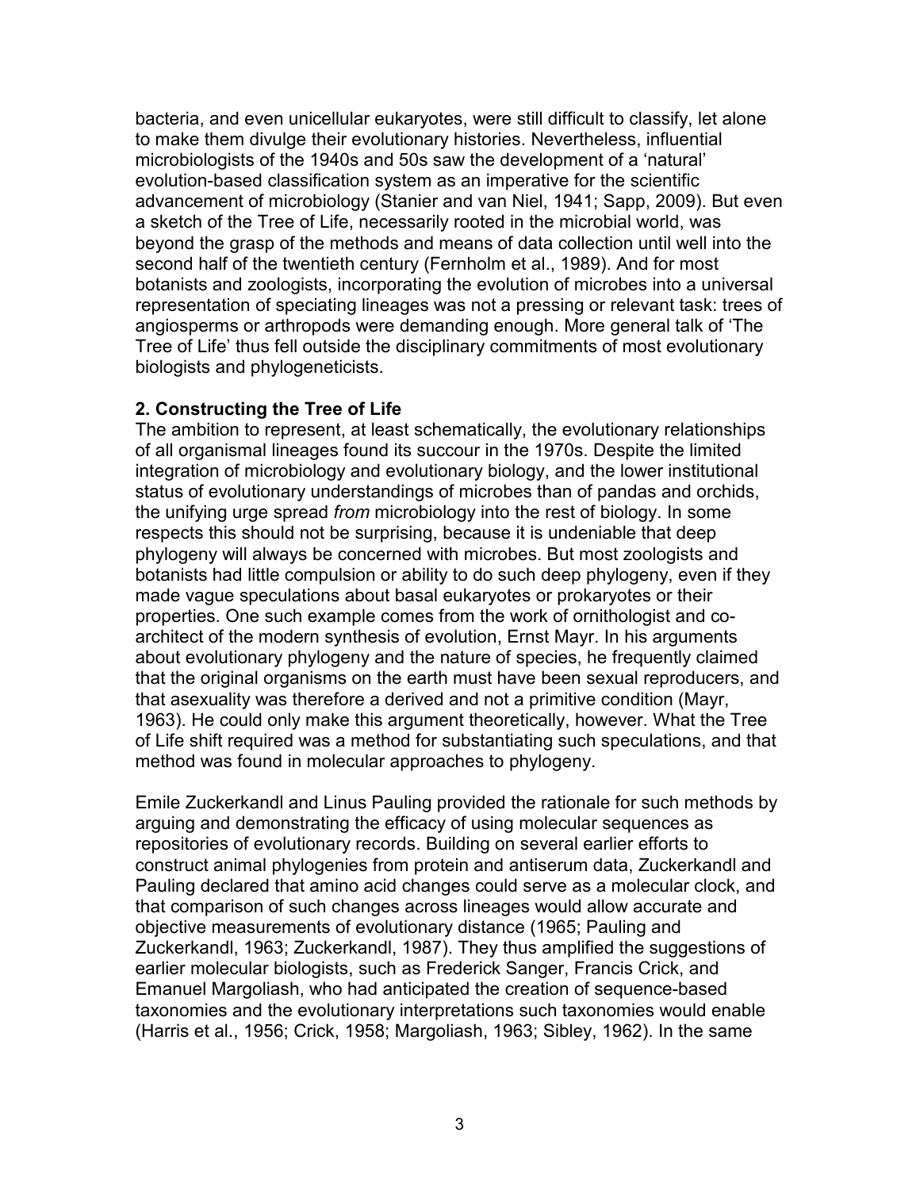bacteria, and even unicellular eukaryotes, were still difficult to classify, let alone to make them divulge their evolutionary histories. Nevertheless, influential microbiologists of the 1940s and 50s saw the development of a 'natural' evolution-based classification system as an imperative for the scientific advancement of microbiology (Stanier and van Niel, 1941; Sapp, 2009). But even a sketch of the Tree of Life, necessarily rooted in the microbial world, was beyond the grasp of the methods and means of data collection until well into the second half of the twentieth century (Fernholm et al., 1989). And for most botanists and zoologists, incorporating the evolution of microbes into a universal representation of speciating lineages was not a pressing or relevant task: trees of angiosperms or arthropods were demanding enough. More general talk of 'The Tree of Life' thus fell outside the disciplinary commitments of most evolutionary biologists and phylogeneticists.

## 2. Constructing the Tree of Life

The ambition to represent, at least schematically, the evolutionary relationships of all organismal lineages found its succour in the 1970s. Despite the limited integration of microbiology and evolutionary biology, and the lower institutional status of evolutionary understandings of microbes than of pandas and orchids, the unifying urge spread *from* microbiology into the rest of biology. In some respects this should not be surprising, because it is undeniable that deep phylogeny will always be concerned with microbes. But most zoologists and botanists had little compulsion or ability to do such deep phylogeny, even if they made vague speculations about basal eukaryotes or prokaryotes or their properties. One such example comes from the work of ornithologist and co-architect of the modern synthesis of evolution, Ernst Mayr. In his arguments about evolutionary phylogeny and the nature of species, he frequently claimed that the original organisms on the earth must have been sexual reproducers, and that asexuality was therefore a derived and not a primitive condition (Mayr, 1963). He could only make this argument theoretically, however. What the Tree of Life shift required was a method for substantiating such speculations, and that method was found in molecular approaches to phylogeny.

Emile Zuckerkandl and Linus Pauling provided the rationale for such methods by arguing and demonstrating the efficacy of using molecular sequences as repositories of evolutionary records. Building on several earlier efforts to construct animal phylogenies from protein and antiserum data, Zuckerkandl and Pauling declared that amino acid changes could serve as a molecular clock, and that comparison of such changes across lineages would allow accurate and objective measurements of evolutionary distance (1965; Pauling and Zuckerkandl, 1963; Zuckerkandl, 1987). They thus amplified the suggestions of earlier molecular biologists, such as Frederick Sanger, Francis Crick, and Emanuel Margoliash, who had anticipated the creation of sequence-based taxonomies and the evolutionary interpretations such taxonomies would enable (Harris et al., 1956; Crick, 1958; Margoliash, 1963; Sibley, 1962). In the same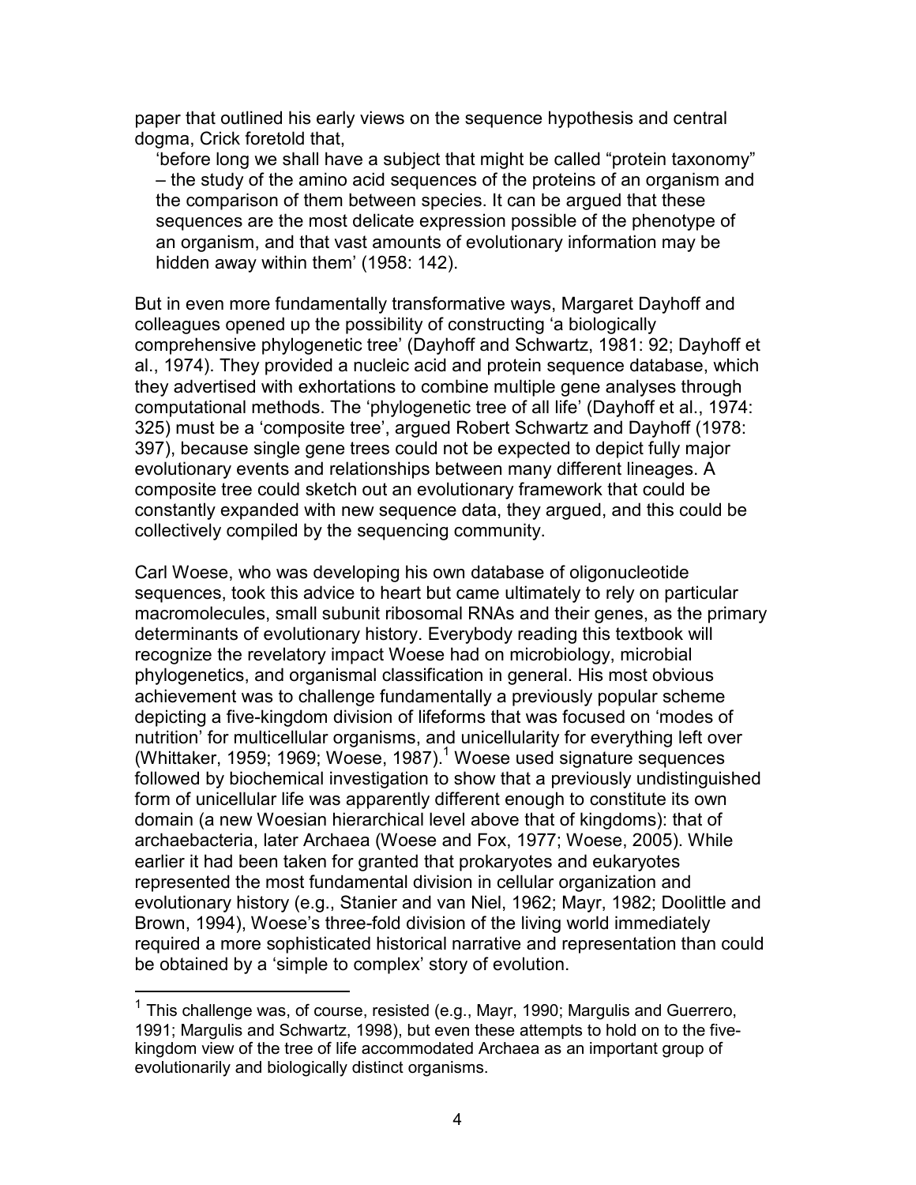paper that outlined his early views on the sequence hypothesis and central dogma, Crick foretold that,

> 'before long we shall have a subject that might be called "protein taxonomy" – the study of the amino acid sequences of the proteins of an organism and the comparison of them between species. It can be argued that these sequences are the most delicate expression possible of the phenotype of an organism, and that vast amounts of evolutionary information may be hidden away within them' (1958: 142).

But in even more fundamentally transformative ways, Margaret Dayhoff and colleagues opened up the possibility of constructing 'a biologically comprehensive phylogenetic tree' (Dayhoff and Schwartz, 1981: 92; Dayhoff et al., 1974). They provided a nucleic acid and protein sequence database, which they advertised with exhortations to combine multiple gene analyses through computational methods. The 'phylogenetic tree of all life' (Dayhoff et al., 1974: 325) must be a 'composite tree', argued Robert Schwartz and Dayhoff (1978: 397), because single gene trees could not be expected to depict fully major evolutionary events and relationships between many different lineages. A composite tree could sketch out an evolutionary framework that could be constantly expanded with new sequence data, they argued, and this could be collectively compiled by the sequencing community.

Carl Woese, who was developing his own database of oligonucleotide sequences, took this advice to heart but came ultimately to rely on particular macromolecules, small subunit ribosomal RNAs and their genes, as the primary determinants of evolutionary history. Everybody reading this textbook will recognize the revelatory impact Woese had on microbiology, microbial phylogenetics, and organismal classification in general. His most obvious achievement was to challenge fundamentally a previously popular scheme depicting a five-kingdom division of lifeforms that was focused on 'modes of nutrition' for multicellular organisms, and unicellularity for everything left over (Whittaker, 1959; 1969; Woese, 1987).[1] Woese used signature sequences followed by biochemical investigation to show that a previously undistinguished form of unicellular life was apparently different enough to constitute its own domain (a new Woesian hierarchical level above that of kingdoms): that of archaebacteria, later Archaea (Woese and Fox, 1977; Woese, 2005). While earlier it had been taken for granted that prokaryotes and eukaryotes represented the most fundamental division in cellular organization and evolutionary history (e.g., Stanier and van Niel, 1962; Mayr, 1982; Doolittle and Brown, 1994), Woese's three-fold division of the living world immediately required a more sophisticated historical narrative and representation than could be obtained by a 'simple to complex' story of evolution.

---

[1] This challenge was, of course, resisted (e.g., Mayr, 1990; Margulis and Guerrero, 1991; Margulis and Schwartz, 1998), but even these attempts to hold on to the five-kingdom view of the tree of life accommodated Archaea as an important group of evolutionarily and biologically distinct organisms.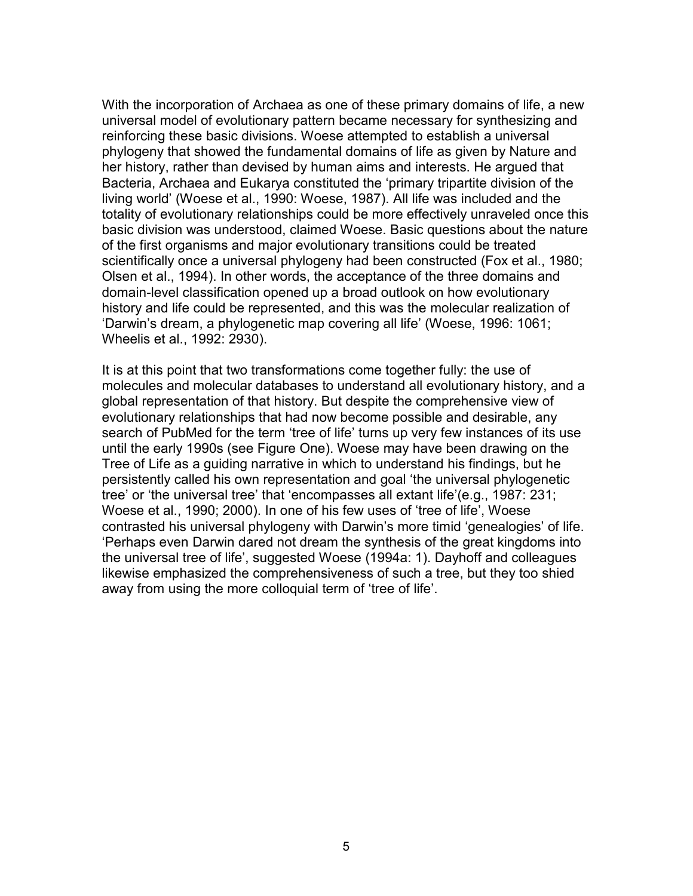With the incorporation of Archaea as one of these primary domains of life, a new universal model of evolutionary pattern became necessary for synthesizing and reinforcing these basic divisions. Woese attempted to establish a universal phylogeny that showed the fundamental domains of life as given by Nature and her history, rather than devised by human aims and interests. He argued that Bacteria, Archaea and Eukarya constituted the 'primary tripartite division of the living world' (Woese et al., 1990: Woese, 1987). All life was included and the totality of evolutionary relationships could be more effectively unraveled once this basic division was understood, claimed Woese. Basic questions about the nature of the first organisms and major evolutionary transitions could be treated scientifically once a universal phylogeny had been constructed (Fox et al., 1980; Olsen et al., 1994). In other words, the acceptance of the three domains and domain-level classification opened up a broad outlook on how evolutionary history and life could be represented, and this was the molecular realization of 'Darwin's dream, a phylogenetic map covering all life' (Woese, 1996: 1061; Wheelis et al., 1992: 2930).

It is at this point that two transformations come together fully: the use of molecules and molecular databases to understand all evolutionary history, and a global representation of that history. But despite the comprehensive view of evolutionary relationships that had now become possible and desirable, any search of PubMed for the term 'tree of life' turns up very few instances of its use until the early 1990s (see Figure One). Woese may have been drawing on the Tree of Life as a guiding narrative in which to understand his findings, but he persistently called his own representation and goal 'the universal phylogenetic tree' or 'the universal tree' that 'encompasses all extant life'(e.g., 1987: 231; Woese et al., 1990; 2000). In one of his few uses of 'tree of life', Woese contrasted his universal phylogeny with Darwin's more timid 'genealogies' of life. 'Perhaps even Darwin dared not dream the synthesis of the great kingdoms into the universal tree of life', suggested Woese (1994a: 1). Dayhoff and colleagues likewise emphasized the comprehensiveness of such a tree, but they too shied away from using the more colloquial term of 'tree of life'.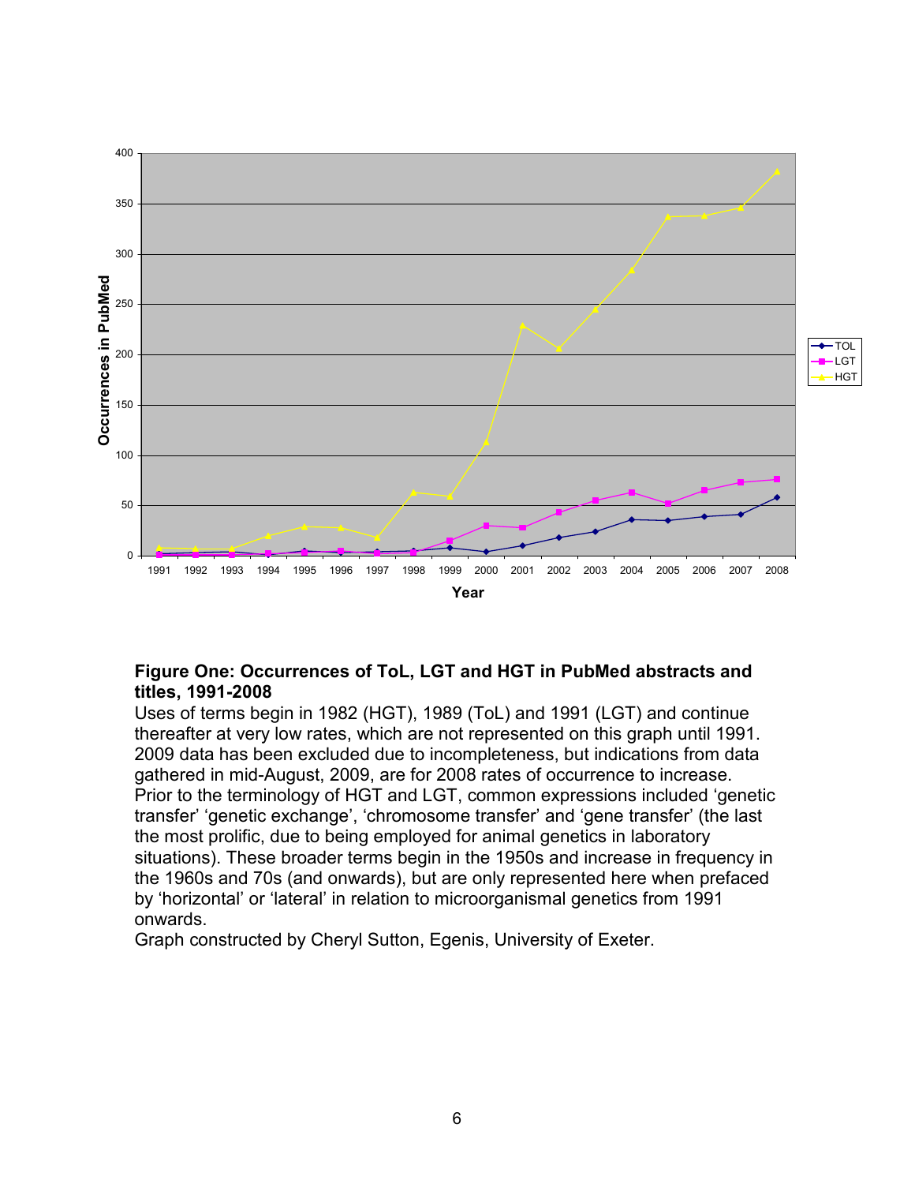**Figure One: Occurrences of ToL, LGT and HGT in PubMed abstracts and titles, 1991-2008**

Uses of terms begin in 1982 (HGT), 1989 (ToL) and 1991 (LGT) and continue thereafter at very low rates, which are not represented on this graph until 1991. 2009 data has been excluded due to incompleteness, but indications from data gathered in mid-August, 2009, are for 2008 rates of occurrence to increase. Prior to the terminology of HGT and LGT, common expressions included 'genetic transfer' 'genetic exchange', 'chromosome transfer' and 'gene transfer' (the last the most prolific, due to being employed for animal genetics in laboratory situations). These broader terms begin in the 1950s and increase in frequency in the 1960s and 70s (and onwards), but are only represented here when prefaced by 'horizontal' or 'lateral' in relation to microorganismal genetics from 1991 onwards.

Graph constructed by Cheryl Sutton, Egenis, University of Exeter.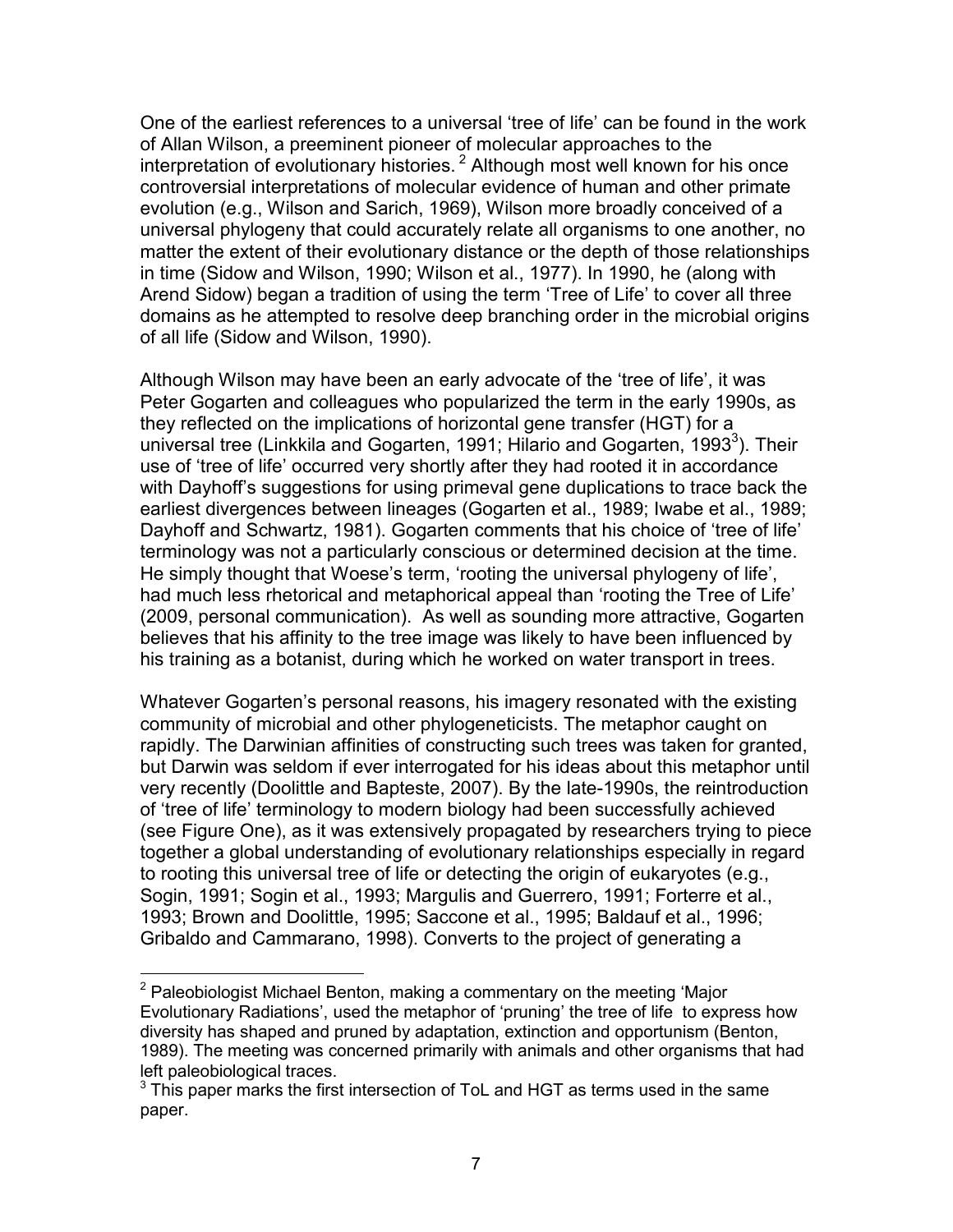One of the earliest references to a universal 'tree of life' can be found in the work of Allan Wilson, a preeminent pioneer of molecular approaches to the interpretation of evolutionary histories. [2] Although most well known for his once controversial interpretations of molecular evidence of human and other primate evolution (e.g., Wilson and Sarich, 1969), Wilson more broadly conceived of a universal phylogeny that could accurately relate all organisms to one another, no matter the extent of their evolutionary distance or the depth of those relationships in time (Sidow and Wilson, 1990; Wilson et al., 1977). In 1990, he (along with Arend Sidow) began a tradition of using the term 'Tree of Life' to cover all three domains as he attempted to resolve deep branching order in the microbial origins of all life (Sidow and Wilson, 1990).

Although Wilson may have been an early advocate of the 'tree of life', it was Peter Gogarten and colleagues who popularized the term in the early 1990s, as they reflected on the implications of horizontal gene transfer (HGT) for a universal tree (Linkkila and Gogarten, 1991; Hilario and Gogarten, 1993[3]). Their use of 'tree of life' occurred very shortly after they had rooted it in accordance with Dayhoff's suggestions for using primeval gene duplications to trace back the earliest divergences between lineages (Gogarten et al., 1989; Iwabe et al., 1989; Dayhoff and Schwartz, 1981). Gogarten comments that his choice of 'tree of life' terminology was not a particularly conscious or determined decision at the time. He simply thought that Woese's term, 'rooting the universal phylogeny of life', had much less rhetorical and metaphorical appeal than 'rooting the Tree of Life' (2009, personal communication). As well as sounding more attractive, Gogarten believes that his affinity to the tree image was likely to have been influenced by his training as a botanist, during which he worked on water transport in trees.

Whatever Gogarten's personal reasons, his imagery resonated with the existing community of microbial and other phylogeneticists. The metaphor caught on rapidly. The Darwinian affinities of constructing such trees was taken for granted, but Darwin was seldom if ever interrogated for his ideas about this metaphor until very recently (Doolittle and Bapteste, 2007). By the late-1990s, the reintroduction of 'tree of life' terminology to modern biology had been successfully achieved (see Figure One), as it was extensively propagated by researchers trying to piece together a global understanding of evolutionary relationships especially in regard to rooting this universal tree of life or detecting the origin of eukaryotes (e.g., Sogin, 1991; Sogin et al., 1993; Margulis and Guerrero, 1991; Forterre et al., 1993; Brown and Doolittle, 1995; Saccone et al., 1995; Baldauf et al., 1996; Gribaldo and Cammarano, 1998). Converts to the project of generating a

---

[2] Paleobiologist Michael Benton, making a commentary on the meeting 'Major Evolutionary Radiations', used the metaphor of 'pruning' the tree of life to express how diversity has shaped and pruned by adaptation, extinction and opportunism (Benton, 1989). The meeting was concerned primarily with animals and other organisms that had left paleobiological traces.

[3] This paper marks the first intersection of ToL and HGT as terms used in the same paper.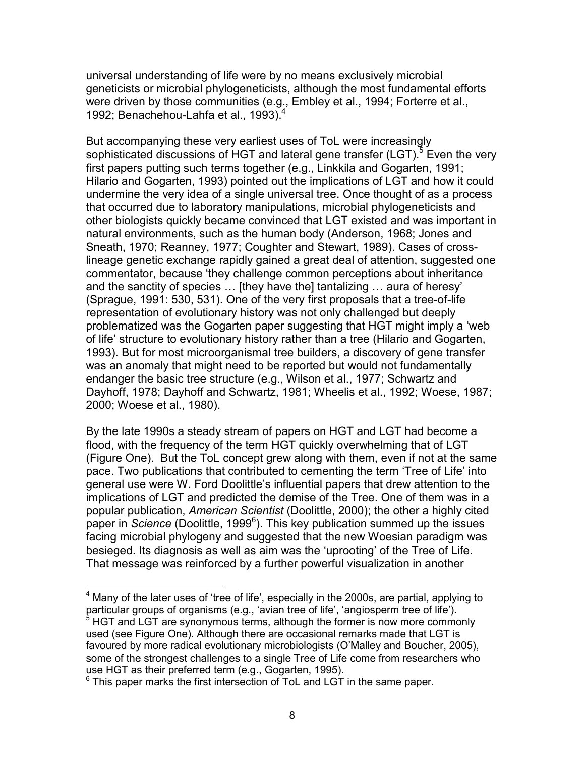universal understanding of life were by no means exclusively microbial geneticists or microbial phylogeneticists, although the most fundamental efforts were driven by those communities (e.g., Embley et al., 1994; Forterre et al., 1992; Benachehou-Lahfa et al., 1993).[4]

But accompanying these very earliest uses of ToL were increasingly sophisticated discussions of HGT and lateral gene transfer (LGT).[5] Even the very first papers putting such terms together (e.g., Linkkila and Gogarten, 1991; Hilario and Gogarten, 1993) pointed out the implications of LGT and how it could undermine the very idea of a single universal tree. Once thought of as a process that occurred due to laboratory manipulations, microbial phylogeneticists and other biologists quickly became convinced that LGT existed and was important in natural environments, such as the human body (Anderson, 1968; Jones and Sneath, 1970; Reanney, 1977; Coughter and Stewart, 1989). Cases of cross-lineage genetic exchange rapidly gained a great deal of attention, suggested one commentator, because 'they challenge common perceptions about inheritance and the sanctity of species … [they have the] tantalizing … aura of heresy' (Sprague, 1991: 530, 531). One of the very first proposals that a tree-of-life representation of evolutionary history was not only challenged but deeply problematized was the Gogarten paper suggesting that HGT might imply a 'web of life' structure to evolutionary history rather than a tree (Hilario and Gogarten, 1993). But for most microorganismal tree builders, a discovery of gene transfer was an anomaly that might need to be reported but would not fundamentally endanger the basic tree structure (e.g., Wilson et al., 1977; Schwartz and Dayhoff, 1978; Dayhoff and Schwartz, 1981; Wheelis et al., 1992; Woese, 1987; 2000; Woese et al., 1980).

By the late 1990s a steady stream of papers on HGT and LGT had become a flood, with the frequency of the term HGT quickly overwhelming that of LGT (Figure One). But the ToL concept grew along with them, even if not at the same pace. Two publications that contributed to cementing the term 'Tree of Life' into general use were W. Ford Doolittle's influential papers that drew attention to the implications of LGT and predicted the demise of the Tree. One of them was in a popular publication, *American Scientist* (Doolittle, 2000); the other a highly cited paper in *Science* (Doolittle, 1999[6]). This key publication summed up the issues facing microbial phylogeny and suggested that the new Woesian paradigm was besieged. Its diagnosis as well as aim was the 'uprooting' of the Tree of Life. That message was reinforced by a further powerful visualization in another

[4] Many of the later uses of 'tree of life', especially in the 2000s, are partial, applying to particular groups of organisms (e.g., 'avian tree of life', 'angiosperm tree of life').

[5] HGT and LGT are synonymous terms, although the former is now more commonly used (see Figure One). Although there are occasional remarks made that LGT is favoured by more radical evolutionary microbiologists (O'Malley and Boucher, 2005), some of the strongest challenges to a single Tree of Life come from researchers who use HGT as their preferred term (e.g., Gogarten, 1995).

[6] This paper marks the first intersection of ToL and LGT in the same paper.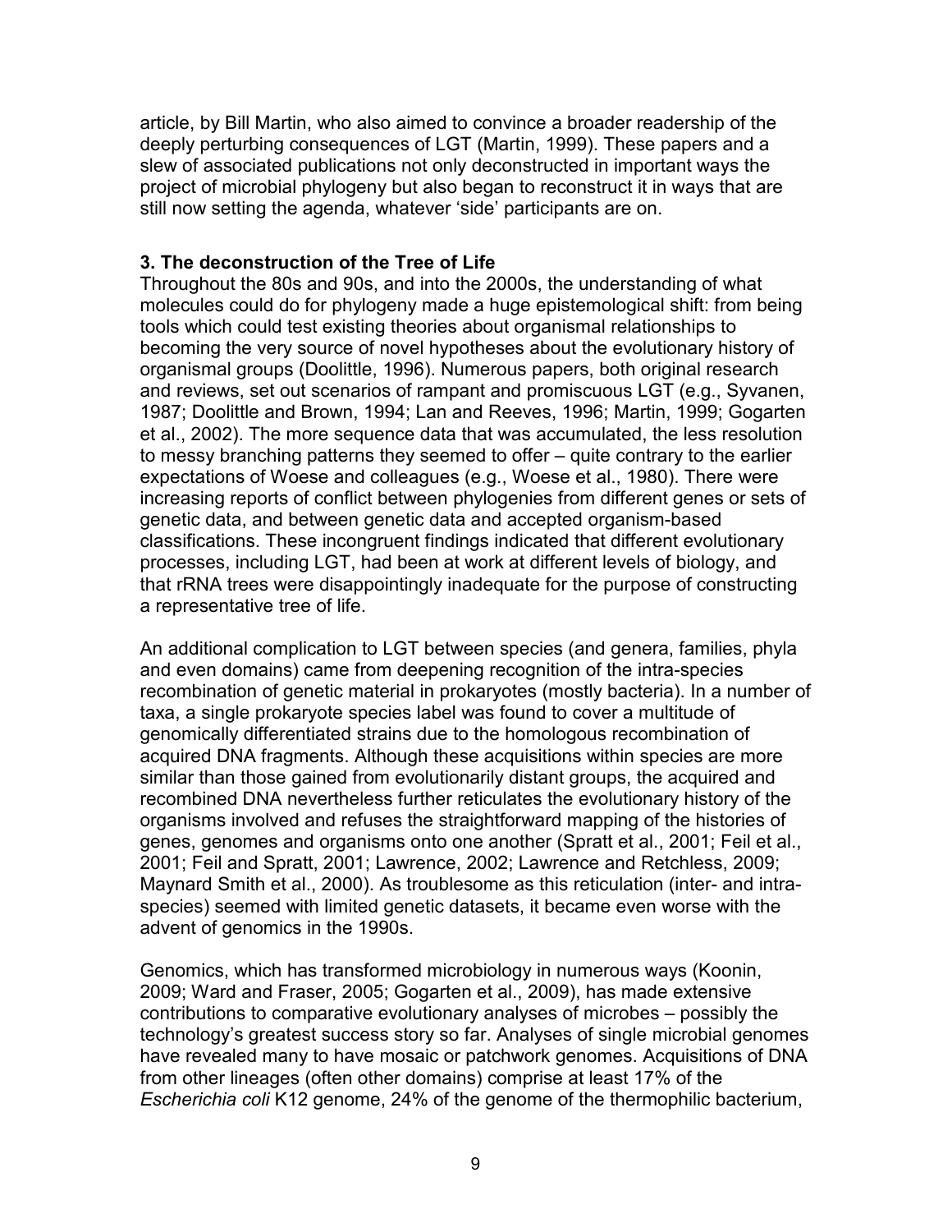article, by Bill Martin, who also aimed to convince a broader readership of the deeply perturbing consequences of LGT (Martin, 1999). These papers and a slew of associated publications not only deconstructed in important ways the project of microbial phylogeny but also began to reconstruct it in ways that are still now setting the agenda, whatever 'side' participants are on.

### 3. The deconstruction of the Tree of Life

Throughout the 80s and 90s, and into the 2000s, the understanding of what molecules could do for phylogeny made a huge epistemological shift: from being tools which could test existing theories about organismal relationships to becoming the very source of novel hypotheses about the evolutionary history of organismal groups (Doolittle, 1996). Numerous papers, both original research and reviews, set out scenarios of rampant and promiscuous LGT (e.g., Syvanen, 1987; Doolittle and Brown, 1994; Lan and Reeves, 1996; Martin, 1999; Gogarten et al., 2002). The more sequence data that was accumulated, the less resolution to messy branching patterns they seemed to offer – quite contrary to the earlier expectations of Woese and colleagues (e.g., Woese et al., 1980). There were increasing reports of conflict between phylogenies from different genes or sets of genetic data, and between genetic data and accepted organism-based classifications. These incongruent findings indicated that different evolutionary processes, including LGT, had been at work at different levels of biology, and that rRNA trees were disappointingly inadequate for the purpose of constructing a representative tree of life.

An additional complication to LGT between species (and genera, families, phyla and even domains) came from deepening recognition of the intra-species recombination of genetic material in prokaryotes (mostly bacteria). In a number of taxa, a single prokaryote species label was found to cover a multitude of genomically differentiated strains due to the homologous recombination of acquired DNA fragments. Although these acquisitions within species are more similar than those gained from evolutionarily distant groups, the acquired and recombined DNA nevertheless further reticulates the evolutionary history of the organisms involved and refuses the straightforward mapping of the histories of genes, genomes and organisms onto one another (Spratt et al., 2001; Feil et al., 2001; Feil and Spratt, 2001; Lawrence, 2002; Lawrence and Retchless, 2009; Maynard Smith et al., 2000). As troublesome as this reticulation (inter- and intra-species) seemed with limited genetic datasets, it became even worse with the advent of genomics in the 1990s.

Genomics, which has transformed microbiology in numerous ways (Koonin, 2009; Ward and Fraser, 2005; Gogarten et al., 2009), has made extensive contributions to comparative evolutionary analyses of microbes – possibly the technology's greatest success story so far. Analyses of single microbial genomes have revealed many to have mosaic or patchwork genomes. Acquisitions of DNA from other lineages (often other domains) comprise at least 17% of the *Escherichia coli* K12 genome, 24% of the genome of the thermophilic bacterium,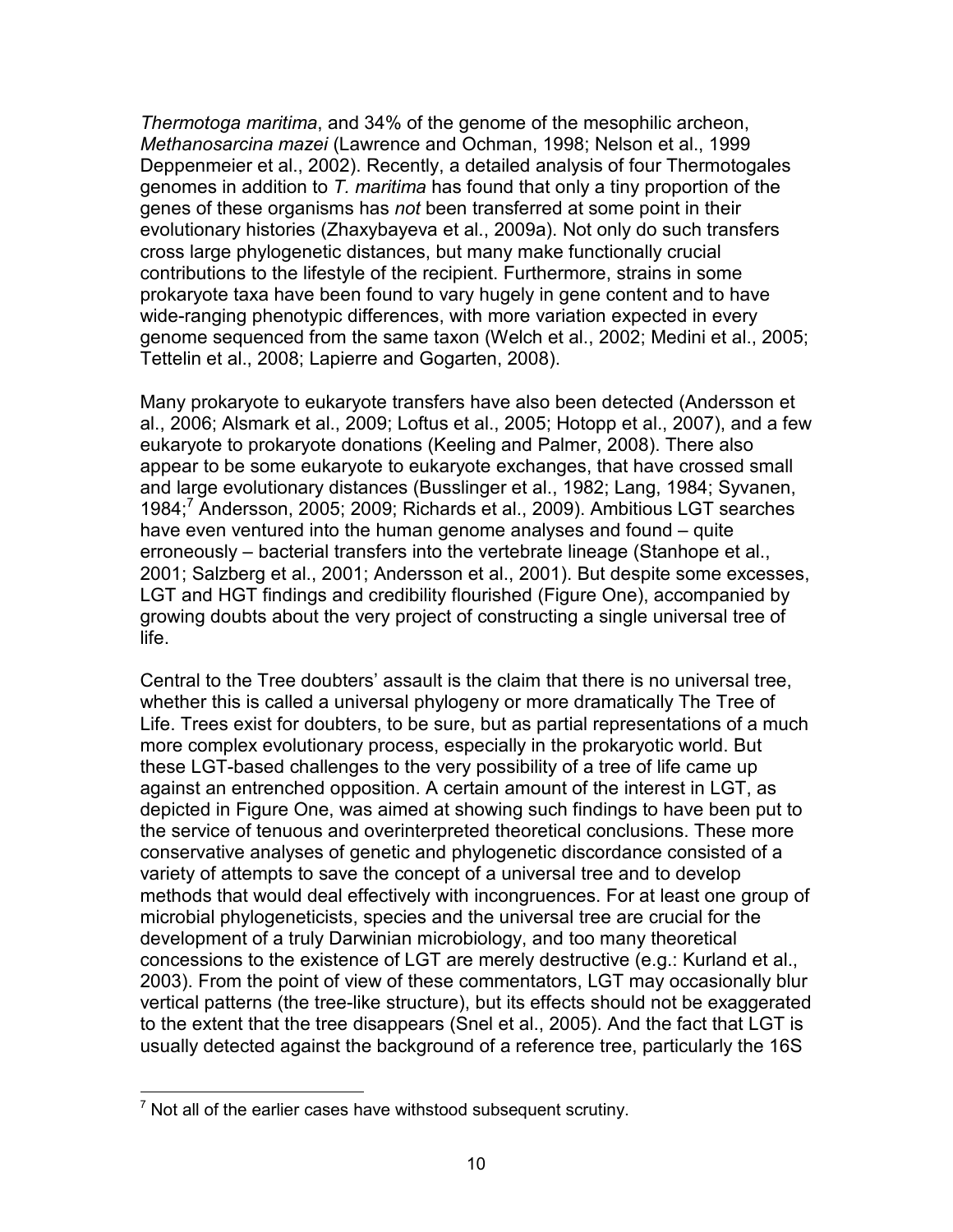*Thermotoga maritima*, and 34% of the genome of the mesophilic archeon, *Methanosarcina mazei* (Lawrence and Ochman, 1998; Nelson et al., 1999 Deppenmeier et al., 2002). Recently, a detailed analysis of four Thermotogales genomes in addition to *T. maritima* has found that only a tiny proportion of the genes of these organisms has *not* been transferred at some point in their evolutionary histories (Zhaxybayeva et al., 2009a). Not only do such transfers cross large phylogenetic distances, but many make functionally crucial contributions to the lifestyle of the recipient. Furthermore, strains in some prokaryote taxa have been found to vary hugely in gene content and to have wide-ranging phenotypic differences, with more variation expected in every genome sequenced from the same taxon (Welch et al., 2002; Medini et al., 2005; Tettelin et al., 2008; Lapierre and Gogarten, 2008).

Many prokaryote to eukaryote transfers have also been detected (Andersson et al., 2006; Alsmark et al., 2009; Loftus et al., 2005; Hotopp et al., 2007), and a few eukaryote to prokaryote donations (Keeling and Palmer, 2008). There also appear to be some eukaryote to eukaryote exchanges, that have crossed small and large evolutionary distances (Busslinger et al., 1982; Lang, 1984; Syvanen, 1984;[7] Andersson, 2005; 2009; Richards et al., 2009). Ambitious LGT searches have even ventured into the human genome analyses and found – quite erroneously – bacterial transfers into the vertebrate lineage (Stanhope et al., 2001; Salzberg et al., 2001; Andersson et al., 2001). But despite some excesses, LGT and HGT findings and credibility flourished (Figure One), accompanied by growing doubts about the very project of constructing a single universal tree of life.

Central to the Tree doubters' assault is the claim that there is no universal tree, whether this is called a universal phylogeny or more dramatically The Tree of Life. Trees exist for doubters, to be sure, but as partial representations of a much more complex evolutionary process, especially in the prokaryotic world. But these LGT-based challenges to the very possibility of a tree of life came up against an entrenched opposition. A certain amount of the interest in LGT, as depicted in Figure One, was aimed at showing such findings to have been put to the service of tenuous and overinterpreted theoretical conclusions. These more conservative analyses of genetic and phylogenetic discordance consisted of a variety of attempts to save the concept of a universal tree and to develop methods that would deal effectively with incongruences. For at least one group of microbial phylogeneticists, species and the universal tree are crucial for the development of a truly Darwinian microbiology, and too many theoretical concessions to the existence of LGT are merely destructive (e.g.: Kurland et al., 2003). From the point of view of these commentators, LGT may occasionally blur vertical patterns (the tree-like structure), but its effects should not be exaggerated to the extent that the tree disappears (Snel et al., 2005). And the fact that LGT is usually detected against the background of a reference tree, particularly the 16S

[7] Not all of the earlier cases have withstood subsequent scrutiny.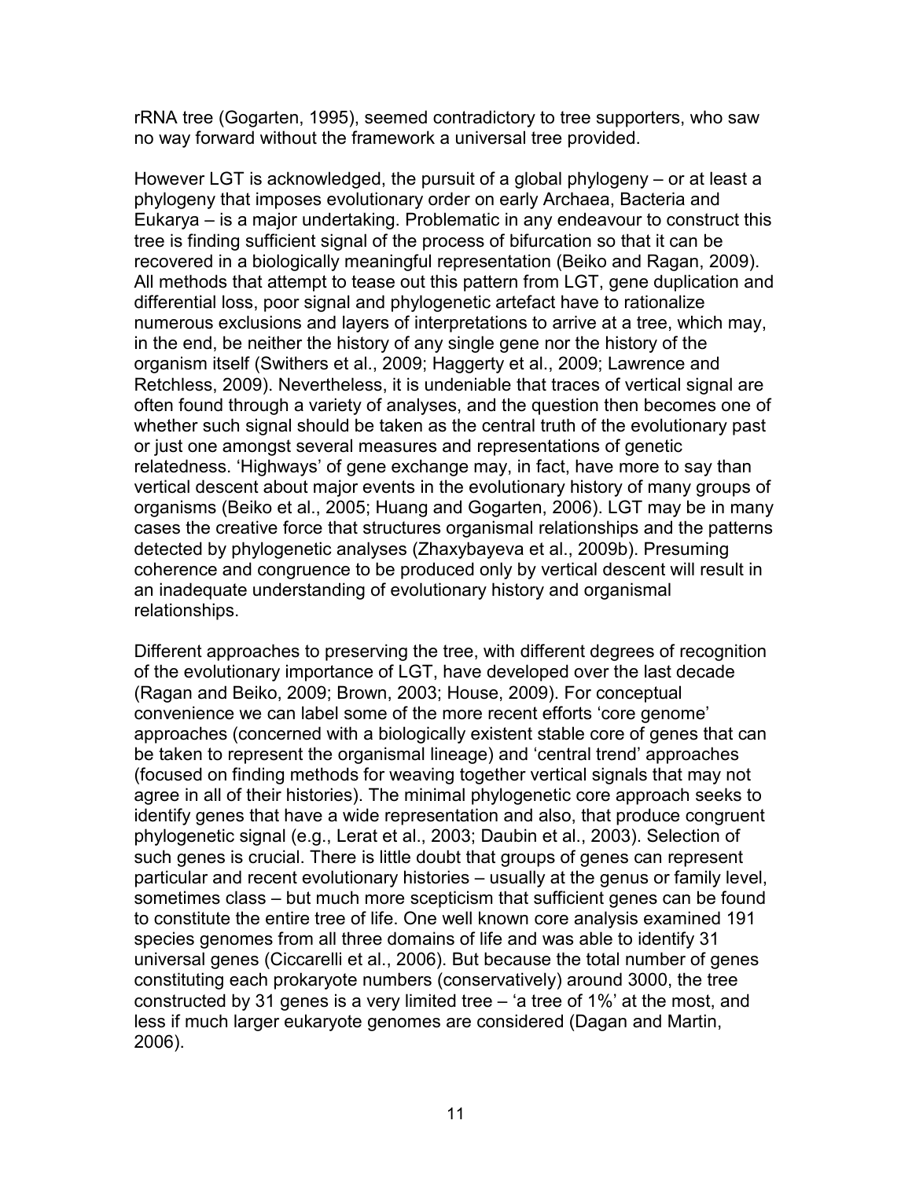rRNA tree (Gogarten, 1995), seemed contradictory to tree supporters, who saw no way forward without the framework a universal tree provided.

However LGT is acknowledged, the pursuit of a global phylogeny – or at least a phylogeny that imposes evolutionary order on early Archaea, Bacteria and Eukarya – is a major undertaking. Problematic in any endeavour to construct this tree is finding sufficient signal of the process of bifurcation so that it can be recovered in a biologically meaningful representation (Beiko and Ragan, 2009). All methods that attempt to tease out this pattern from LGT, gene duplication and differential loss, poor signal and phylogenetic artefact have to rationalize numerous exclusions and layers of interpretations to arrive at a tree, which may, in the end, be neither the history of any single gene nor the history of the organism itself (Swithers et al., 2009; Haggerty et al., 2009; Lawrence and Retchless, 2009). Nevertheless, it is undeniable that traces of vertical signal are often found through a variety of analyses, and the question then becomes one of whether such signal should be taken as the central truth of the evolutionary past or just one amongst several measures and representations of genetic relatedness. 'Highways' of gene exchange may, in fact, have more to say than vertical descent about major events in the evolutionary history of many groups of organisms (Beiko et al., 2005; Huang and Gogarten, 2006). LGT may be in many cases the creative force that structures organismal relationships and the patterns detected by phylogenetic analyses (Zhaxybayeva et al., 2009b). Presuming coherence and congruence to be produced only by vertical descent will result in an inadequate understanding of evolutionary history and organismal relationships.

Different approaches to preserving the tree, with different degrees of recognition of the evolutionary importance of LGT, have developed over the last decade (Ragan and Beiko, 2009; Brown, 2003; House, 2009). For conceptual convenience we can label some of the more recent efforts 'core genome' approaches (concerned with a biologically existent stable core of genes that can be taken to represent the organismal lineage) and 'central trend' approaches (focused on finding methods for weaving together vertical signals that may not agree in all of their histories). The minimal phylogenetic core approach seeks to identify genes that have a wide representation and also, that produce congruent phylogenetic signal (e.g., Lerat et al., 2003; Daubin et al., 2003). Selection of such genes is crucial. There is little doubt that groups of genes can represent particular and recent evolutionary histories – usually at the genus or family level, sometimes class – but much more scepticism that sufficient genes can be found to constitute the entire tree of life. One well known core analysis examined 191 species genomes from all three domains of life and was able to identify 31 universal genes (Ciccarelli et al., 2006). But because the total number of genes constituting each prokaryote numbers (conservatively) around 3000, the tree constructed by 31 genes is a very limited tree – 'a tree of 1%' at the most, and less if much larger eukaryote genomes are considered (Dagan and Martin, 2006).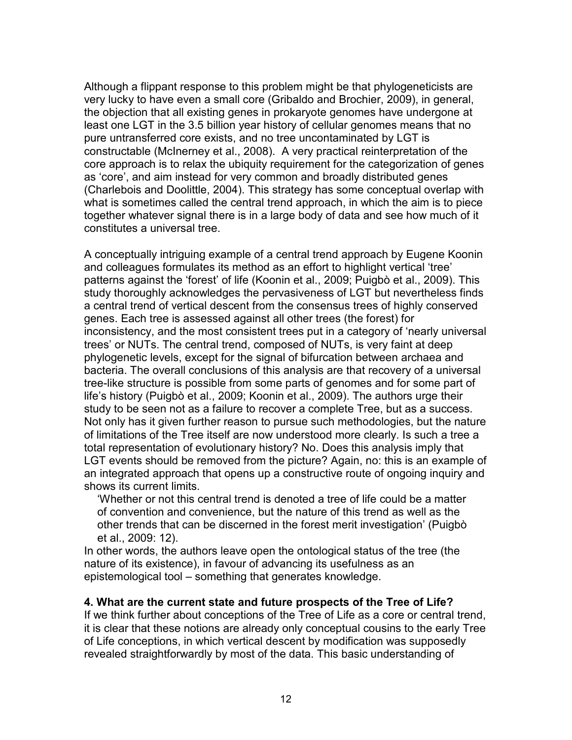Although a flippant response to this problem might be that phylogeneticists are very lucky to have even a small core (Gribaldo and Brochier, 2009), in general, the objection that all existing genes in prokaryote genomes have undergone at least one LGT in the 3.5 billion year history of cellular genomes means that no pure untransferred core exists, and no tree uncontaminated by LGT is constructable (McInerney et al., 2008). A very practical reinterpretation of the core approach is to relax the ubiquity requirement for the categorization of genes as 'core', and aim instead for very common and broadly distributed genes (Charlebois and Doolittle, 2004). This strategy has some conceptual overlap with what is sometimes called the central trend approach, in which the aim is to piece together whatever signal there is in a large body of data and see how much of it constitutes a universal tree.

A conceptually intriguing example of a central trend approach by Eugene Koonin and colleagues formulates its method as an effort to highlight vertical 'tree' patterns against the 'forest' of life (Koonin et al., 2009; Puigbò et al., 2009). This study thoroughly acknowledges the pervasiveness of LGT but nevertheless finds a central trend of vertical descent from the consensus trees of highly conserved genes. Each tree is assessed against all other trees (the forest) for inconsistency, and the most consistent trees put in a category of 'nearly universal trees' or NUTs. The central trend, composed of NUTs, is very faint at deep phylogenetic levels, except for the signal of bifurcation between archaea and bacteria. The overall conclusions of this analysis are that recovery of a universal tree-like structure is possible from some parts of genomes and for some part of life's history (Puigbò et al., 2009; Koonin et al., 2009). The authors urge their study to be seen not as a failure to recover a complete Tree, but as a success. Not only has it given further reason to pursue such methodologies, but the nature of limitations of the Tree itself are now understood more clearly. Is such a tree a total representation of evolutionary history? No. Does this analysis imply that LGT events should be removed from the picture? Again, no: this is an example of an integrated approach that opens up a constructive route of ongoing inquiry and shows its current limits.

> 'Whether or not this central trend is denoted a tree of life could be a matter of convention and convenience, but the nature of this trend as well as the other trends that can be discerned in the forest merit investigation' (Puigbò et al., 2009: 12).

In other words, the authors leave open the ontological status of the tree (the nature of its existence), in favour of advancing its usefulness as an epistemological tool – something that generates knowledge.

**4. What are the current state and future prospects of the Tree of Life?**

If we think further about conceptions of the Tree of Life as a core or central trend, it is clear that these notions are already only conceptual cousins to the early Tree of Life conceptions, in which vertical descent by modification was supposedly revealed straightforwardly by most of the data. This basic understanding of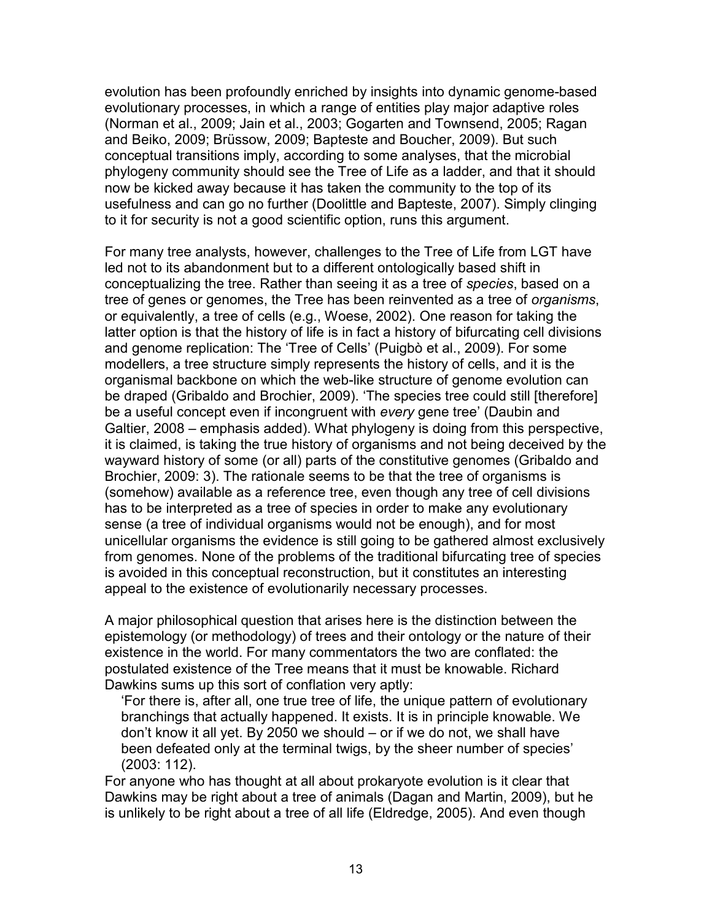evolution has been profoundly enriched by insights into dynamic genome-based evolutionary processes, in which a range of entities play major adaptive roles (Norman et al., 2009; Jain et al., 2003; Gogarten and Townsend, 2005; Ragan and Beiko, 2009; Brüssow, 2009; Bapteste and Boucher, 2009). But such conceptual transitions imply, according to some analyses, that the microbial phylogeny community should see the Tree of Life as a ladder, and that it should now be kicked away because it has taken the community to the top of its usefulness and can go no further (Doolittle and Bapteste, 2007). Simply clinging to it for security is not a good scientific option, runs this argument.

For many tree analysts, however, challenges to the Tree of Life from LGT have led not to its abandonment but to a different ontologically based shift in conceptualizing the tree. Rather than seeing it as a tree of *species*, based on a tree of genes or genomes, the Tree has been reinvented as a tree of *organisms*, or equivalently, a tree of cells (e.g., Woese, 2002). One reason for taking the latter option is that the history of life is in fact a history of bifurcating cell divisions and genome replication: The 'Tree of Cells' (Puigbò et al., 2009). For some modellers, a tree structure simply represents the history of cells, and it is the organismal backbone on which the web-like structure of genome evolution can be draped (Gribaldo and Brochier, 2009). 'The species tree could still [therefore] be a useful concept even if incongruent with *every* gene tree' (Daubin and Galtier, 2008 – emphasis added). What phylogeny is doing from this perspective, it is claimed, is taking the true history of organisms and not being deceived by the wayward history of some (or all) parts of the constitutive genomes (Gribaldo and Brochier, 2009: 3). The rationale seems to be that the tree of organisms is (somehow) available as a reference tree, even though any tree of cell divisions has to be interpreted as a tree of species in order to make any evolutionary sense (a tree of individual organisms would not be enough), and for most unicellular organisms the evidence is still going to be gathered almost exclusively from genomes. None of the problems of the traditional bifurcating tree of species is avoided in this conceptual reconstruction, but it constitutes an interesting appeal to the existence of evolutionarily necessary processes.

A major philosophical question that arises here is the distinction between the epistemology (or methodology) of trees and their ontology or the nature of their existence in the world. For many commentators the two are conflated: the postulated existence of the Tree means that it must be knowable. Richard Dawkins sums up this sort of conflation very aptly:

> 'For there is, after all, one true tree of life, the unique pattern of evolutionary branchings that actually happened. It exists. It is in principle knowable. We don't know it all yet. By 2050 we should – or if we do not, we shall have been defeated only at the terminal twigs, by the sheer number of species' (2003: 112).

For anyone who has thought at all about prokaryote evolution is it clear that Dawkins may be right about a tree of animals (Dagan and Martin, 2009), but he is unlikely to be right about a tree of all life (Eldredge, 2005). And even though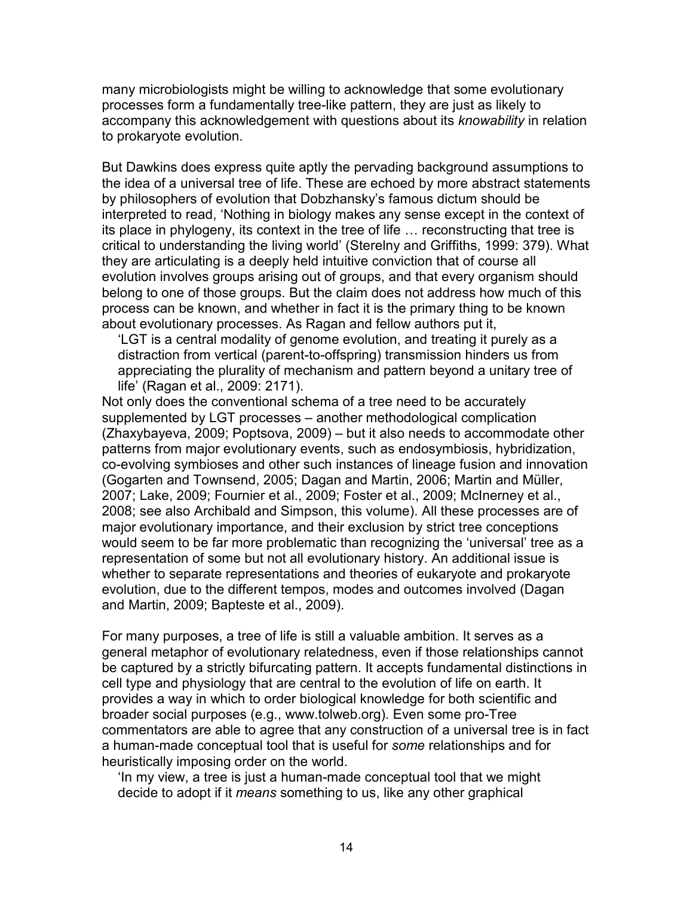many microbiologists might be willing to acknowledge that some evolutionary processes form a fundamentally tree-like pattern, they are just as likely to accompany this acknowledgement with questions about its *knowability* in relation to prokaryote evolution.

But Dawkins does express quite aptly the pervading background assumptions to the idea of a universal tree of life. These are echoed by more abstract statements by philosophers of evolution that Dobzhansky's famous dictum should be interpreted to read, 'Nothing in biology makes any sense except in the context of its place in phylogeny, its context in the tree of life … reconstructing that tree is critical to understanding the living world' (Sterelny and Griffiths, 1999: 379). What they are articulating is a deeply held intuitive conviction that of course all evolution involves groups arising out of groups, and that every organism should belong to one of those groups. But the claim does not address how much of this process can be known, and whether in fact it is the primary thing to be known about evolutionary processes. As Ragan and fellow authors put it,

> 'LGT is a central modality of genome evolution, and treating it purely as a distraction from vertical (parent-to-offspring) transmission hinders us from appreciating the plurality of mechanism and pattern beyond a unitary tree of life' (Ragan et al., 2009: 2171).

Not only does the conventional schema of a tree need to be accurately supplemented by LGT processes – another methodological complication (Zhaxybayeva, 2009; Poptsova, 2009) – but it also needs to accommodate other patterns from major evolutionary events, such as endosymbiosis, hybridization, co-evolving symbioses and other such instances of lineage fusion and innovation (Gogarten and Townsend, 2005; Dagan and Martin, 2006; Martin and Müller, 2007; Lake, 2009; Fournier et al., 2009; Foster et al., 2009; McInerney et al., 2008; see also Archibald and Simpson, this volume). All these processes are of major evolutionary importance, and their exclusion by strict tree conceptions would seem to be far more problematic than recognizing the 'universal' tree as a representation of some but not all evolutionary history. An additional issue is whether to separate representations and theories of eukaryote and prokaryote evolution, due to the different tempos, modes and outcomes involved (Dagan and Martin, 2009; Bapteste et al., 2009).

For many purposes, a tree of life is still a valuable ambition. It serves as a general metaphor of evolutionary relatedness, even if those relationships cannot be captured by a strictly bifurcating pattern. It accepts fundamental distinctions in cell type and physiology that are central to the evolution of life on earth. It provides a way in which to order biological knowledge for both scientific and broader social purposes (e.g., www.tolweb.org). Even some pro-Tree commentators are able to agree that any construction of a universal tree is in fact a human-made conceptual tool that is useful for *some* relationships and for heuristically imposing order on the world.

> 'In my view, a tree is just a human-made conceptual tool that we might decide to adopt if it *means* something to us, like any other graphical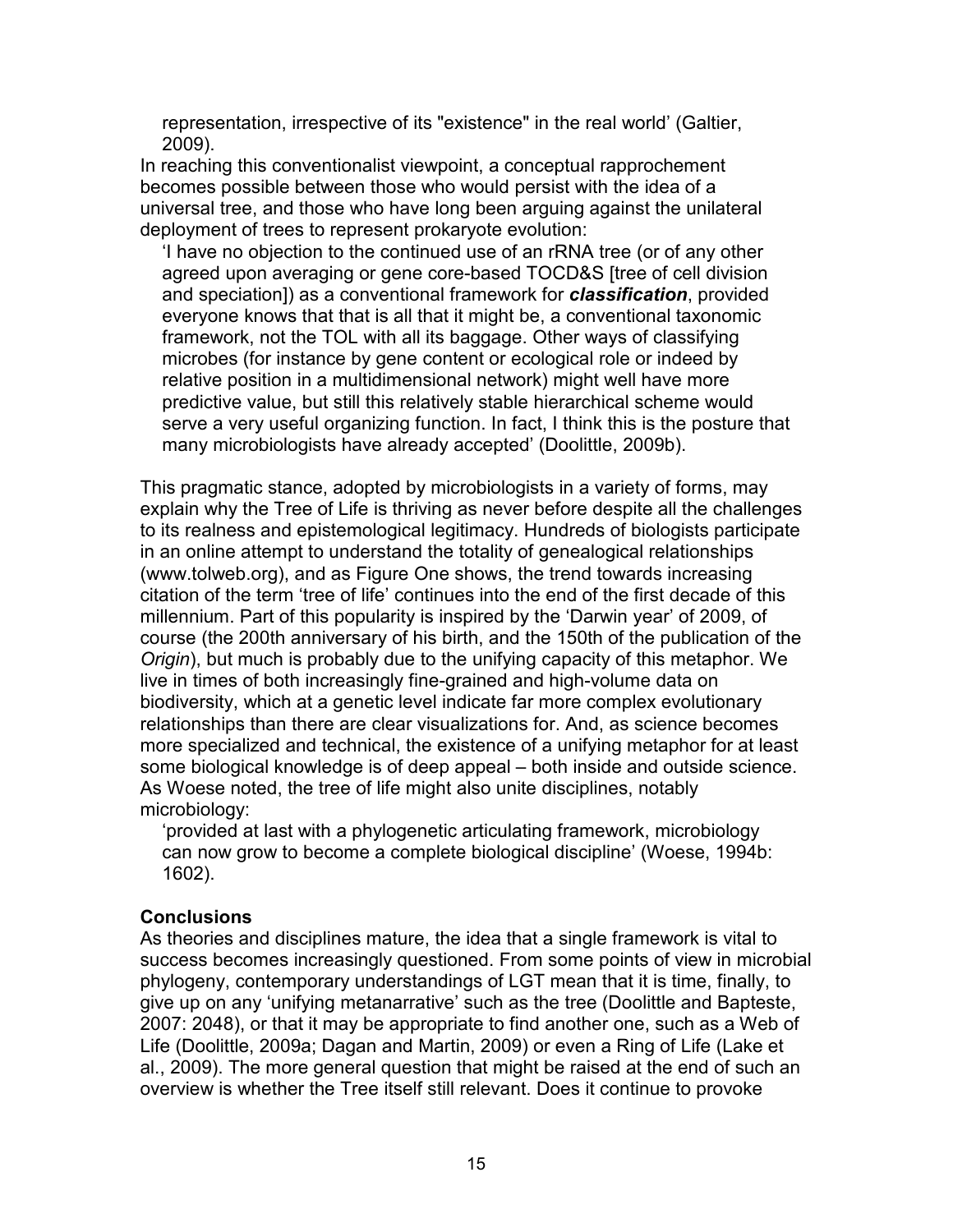representation, irrespective of its "existence" in the real world' (Galtier, 2009).

In reaching this conventionalist viewpoint, a conceptual rapprochement becomes possible between those who would persist with the idea of a universal tree, and those who have long been arguing against the unilateral deployment of trees to represent prokaryote evolution:

> 'I have no objection to the continued use of an rRNA tree (or of any other agreed upon averaging or gene core-based TOCD&S [tree of cell division and speciation]) as a conventional framework for ***classification***, provided everyone knows that that is all that it might be, a conventional taxonomic framework, not the TOL with all its baggage. Other ways of classifying microbes (for instance by gene content or ecological role or indeed by relative position in a multidimensional network) might well have more predictive value, but still this relatively stable hierarchical scheme would serve a very useful organizing function. In fact, I think this is the posture that many microbiologists have already accepted' (Doolittle, 2009b).

This pragmatic stance, adopted by microbiologists in a variety of forms, may explain why the Tree of Life is thriving as never before despite all the challenges to its realness and epistemological legitimacy. Hundreds of biologists participate in an online attempt to understand the totality of genealogical relationships (www.tolweb.org), and as Figure One shows, the trend towards increasing citation of the term 'tree of life' continues into the end of the first decade of this millennium. Part of this popularity is inspired by the 'Darwin year' of 2009, of course (the 200th anniversary of his birth, and the 150th of the publication of the *Origin*), but much is probably due to the unifying capacity of this metaphor. We live in times of both increasingly fine-grained and high-volume data on biodiversity, which at a genetic level indicate far more complex evolutionary relationships than there are clear visualizations for. And, as science becomes more specialized and technical, the existence of a unifying metaphor for at least some biological knowledge is of deep appeal – both inside and outside science. As Woese noted, the tree of life might also unite disciplines, notably microbiology:

> 'provided at last with a phylogenetic articulating framework, microbiology can now grow to become a complete biological discipline' (Woese, 1994b: 1602).

## Conclusions

As theories and disciplines mature, the idea that a single framework is vital to success becomes increasingly questioned. From some points of view in microbial phylogeny, contemporary understandings of LGT mean that it is time, finally, to give up on any 'unifying metanarrative' such as the tree (Doolittle and Bapteste, 2007: 2048), or that it may be appropriate to find another one, such as a Web of Life (Doolittle, 2009a; Dagan and Martin, 2009) or even a Ring of Life (Lake et al., 2009). The more general question that might be raised at the end of such an overview is whether the Tree itself still relevant. Does it continue to provoke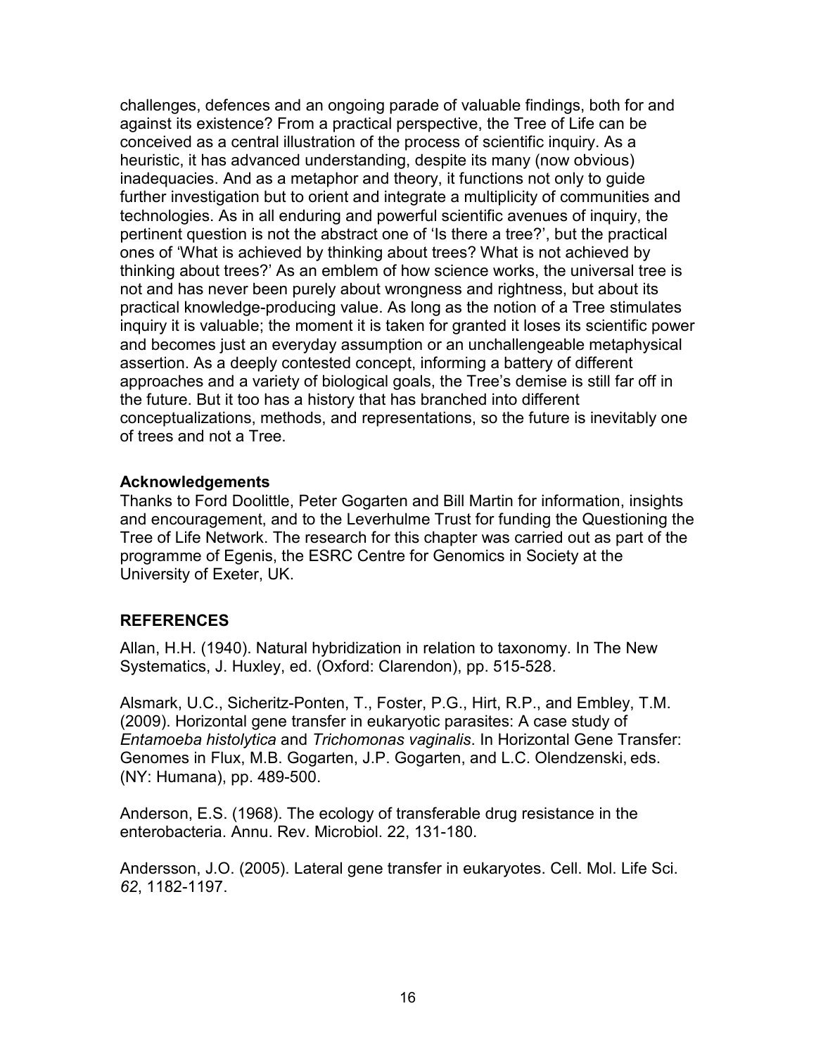challenges, defences and an ongoing parade of valuable findings, both for and against its existence? From a practical perspective, the Tree of Life can be conceived as a central illustration of the process of scientific inquiry. As a heuristic, it has advanced understanding, despite its many (now obvious) inadequacies. And as a metaphor and theory, it functions not only to guide further investigation but to orient and integrate a multiplicity of communities and technologies. As in all enduring and powerful scientific avenues of inquiry, the pertinent question is not the abstract one of 'Is there a tree?', but the practical ones of 'What is achieved by thinking about trees? What is not achieved by thinking about trees?' As an emblem of how science works, the universal tree is not and has never been purely about wrongness and rightness, but about its practical knowledge-producing value. As long as the notion of a Tree stimulates inquiry it is valuable; the moment it is taken for granted it loses its scientific power and becomes just an everyday assumption or an unchallengeable metaphysical assertion. As a deeply contested concept, informing a battery of different approaches and a variety of biological goals, the Tree's demise is still far off in the future. But it too has a history that has branched into different conceptualizations, methods, and representations, so the future is inevitably one of trees and not a Tree.

**Acknowledgements**

Thanks to Ford Doolittle, Peter Gogarten and Bill Martin for information, insights and encouragement, and to the Leverhulme Trust for funding the Questioning the Tree of Life Network. The research for this chapter was carried out as part of the programme of Egenis, the ESRC Centre for Genomics in Society at the University of Exeter, UK.

## REFERENCES

Allan, H.H. (1940). Natural hybridization in relation to taxonomy. In The New Systematics, J. Huxley, ed. (Oxford: Clarendon), pp. 515-528.

Alsmark, U.C., Sicheritz-Ponten, T., Foster, P.G., Hirt, R.P., and Embley, T.M. (2009). Horizontal gene transfer in eukaryotic parasites: A case study of *Entamoeba histolytica* and *Trichomonas vaginalis*. In Horizontal Gene Transfer: Genomes in Flux, M.B. Gogarten, J.P. Gogarten, and L.C. Olendzenski, eds. (NY: Humana), pp. 489-500.

Anderson, E.S. (1968). The ecology of transferable drug resistance in the enterobacteria. Annu. Rev. Microbiol. 22, 131-180.

Andersson, J.O. (2005). Lateral gene transfer in eukaryotes. Cell. Mol. Life Sci. *62*, 1182-1197.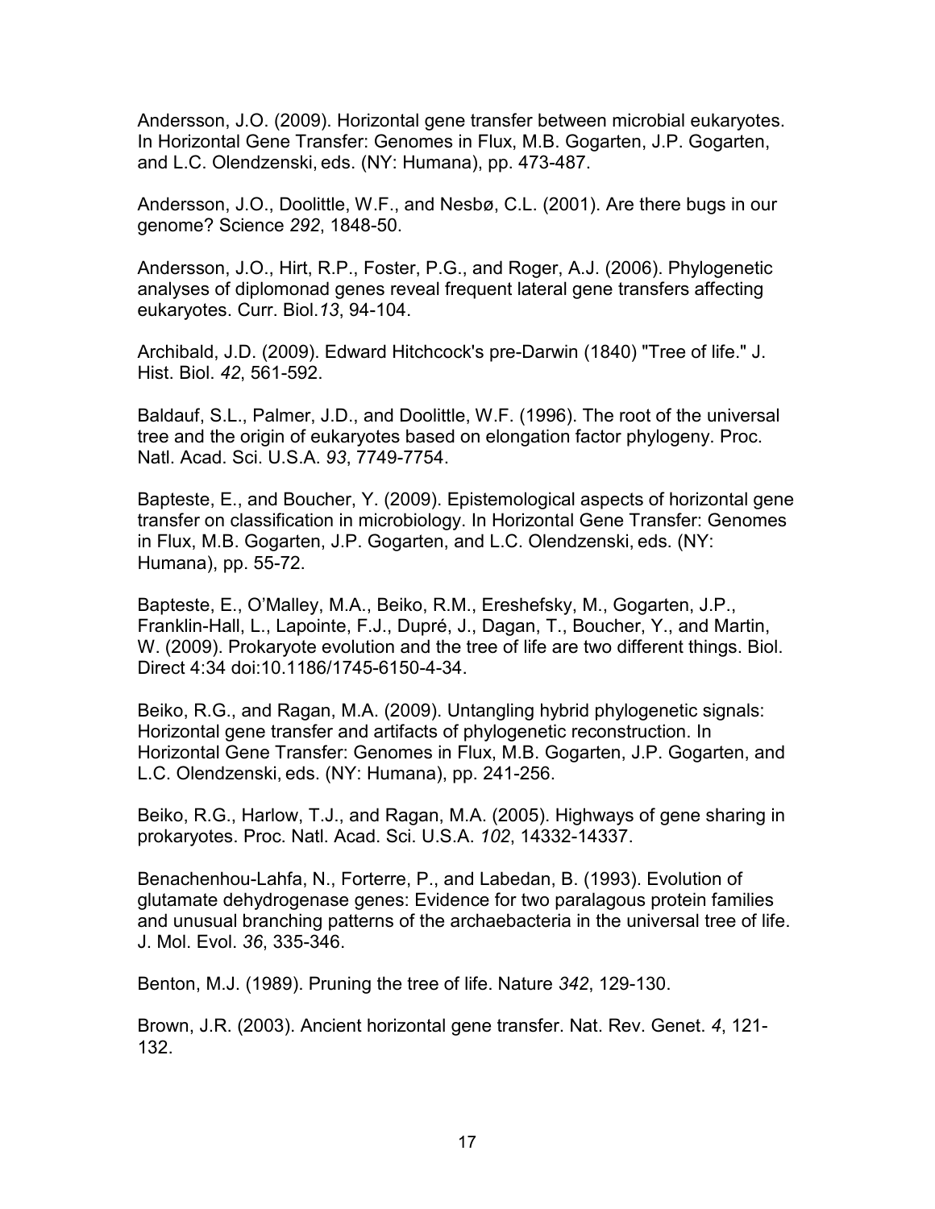Andersson, J.O. (2009). Horizontal gene transfer between microbial eukaryotes. In Horizontal Gene Transfer: Genomes in Flux, M.B. Gogarten, J.P. Gogarten, and L.C. Olendzenski, eds. (NY: Humana), pp. 473-487.

Andersson, J.O., Doolittle, W.F., and Nesbø, C.L. (2001). Are there bugs in our genome? Science *292*, 1848-50.

Andersson, J.O., Hirt, R.P., Foster, P.G., and Roger, A.J. (2006). Phylogenetic analyses of diplomonad genes reveal frequent lateral gene transfers affecting eukaryotes. Curr. Biol.*13*, 94-104.

Archibald, J.D. (2009). Edward Hitchcock's pre-Darwin (1840) "Tree of life." J. Hist. Biol. *42*, 561-592.

Baldauf, S.L., Palmer, J.D., and Doolittle, W.F. (1996). The root of the universal tree and the origin of eukaryotes based on elongation factor phylogeny. Proc. Natl. Acad. Sci. U.S.A. *93*, 7749-7754.

Bapteste, E., and Boucher, Y. (2009). Epistemological aspects of horizontal gene transfer on classification in microbiology. In Horizontal Gene Transfer: Genomes in Flux, M.B. Gogarten, J.P. Gogarten, and L.C. Olendzenski, eds. (NY: Humana), pp. 55-72.

Bapteste, E., O'Malley, M.A., Beiko, R.M., Ereshefsky, M., Gogarten, J.P., Franklin-Hall, L., Lapointe, F.J., Dupré, J., Dagan, T., Boucher, Y., and Martin, W. (2009). Prokaryote evolution and the tree of life are two different things. Biol. Direct 4:34 doi:10.1186/1745-6150-4-34.

Beiko, R.G., and Ragan, M.A. (2009). Untangling hybrid phylogenetic signals: Horizontal gene transfer and artifacts of phylogenetic reconstruction. In Horizontal Gene Transfer: Genomes in Flux, M.B. Gogarten, J.P. Gogarten, and L.C. Olendzenski, eds. (NY: Humana), pp. 241-256.

Beiko, R.G., Harlow, T.J., and Ragan, M.A. (2005). Highways of gene sharing in prokaryotes. Proc. Natl. Acad. Sci. U.S.A. *102*, 14332-14337.

Benachenhou-Lahfa, N., Forterre, P., and Labedan, B. (1993). Evolution of glutamate dehydrogenase genes: Evidence for two paralagous protein families and unusual branching patterns of the archaebacteria in the universal tree of life. J. Mol. Evol. *36*, 335-346.

Benton, M.J. (1989). Pruning the tree of life. Nature *342*, 129-130.

Brown, J.R. (2003). Ancient horizontal gene transfer. Nat. Rev. Genet. *4*, 121-132.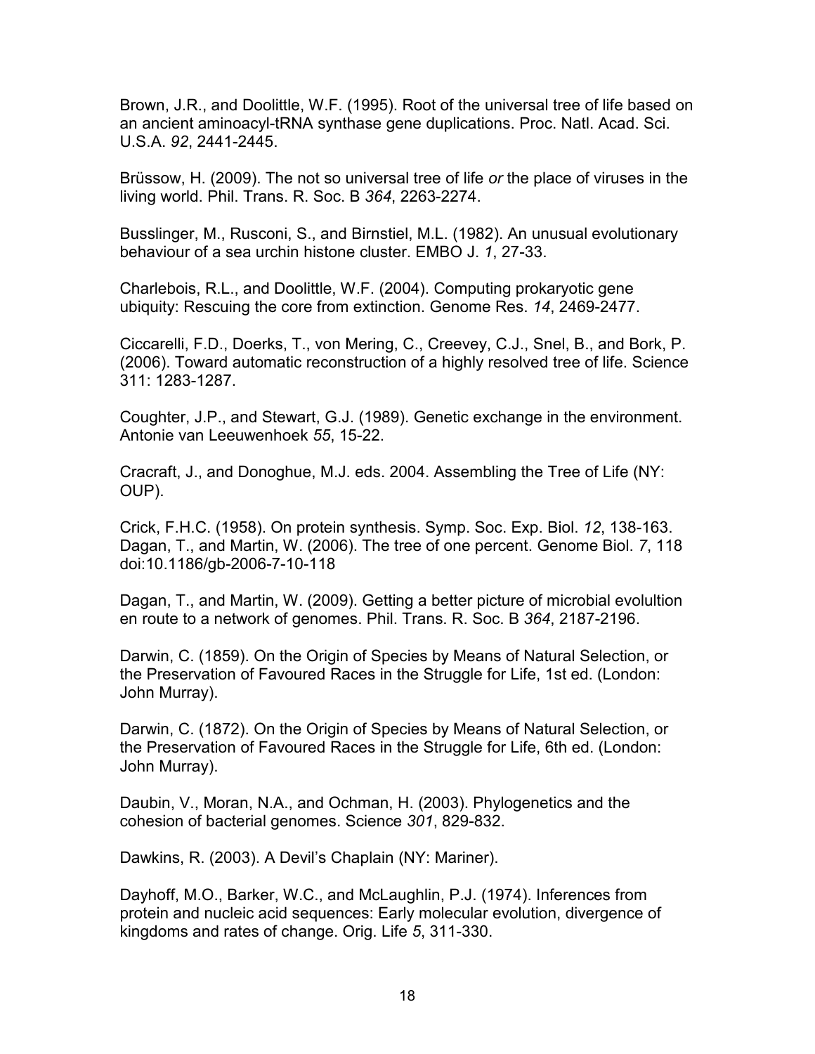Brown, J.R., and Doolittle, W.F. (1995). Root of the universal tree of life based on an ancient aminoacyl-tRNA synthase gene duplications. Proc. Natl. Acad. Sci. U.S.A. *92*, 2441-2445.

Brüssow, H. (2009). The not so universal tree of life *or* the place of viruses in the living world. Phil. Trans. R. Soc. B *364*, 2263-2274.

Busslinger, M., Rusconi, S., and Birnstiel, M.L. (1982). An unusual evolutionary behaviour of a sea urchin histone cluster. EMBO J. *1*, 27-33.

Charlebois, R.L., and Doolittle, W.F. (2004). Computing prokaryotic gene ubiquity: Rescuing the core from extinction. Genome Res. *14*, 2469-2477.

Ciccarelli, F.D., Doerks, T., von Mering, C., Creevey, C.J., Snel, B., and Bork, P. (2006). Toward automatic reconstruction of a highly resolved tree of life. Science 311: 1283-1287.

Coughter, J.P., and Stewart, G.J. (1989). Genetic exchange in the environment. Antonie van Leeuwenhoek *55*, 15-22.

Cracraft, J., and Donoghue, M.J. eds. 2004. Assembling the Tree of Life (NY: OUP).

Crick, F.H.C. (1958). On protein synthesis. Symp. Soc. Exp. Biol. *12*, 138-163.
Dagan, T., and Martin, W. (2006). The tree of one percent. Genome Biol. *7*, 118 doi:10.1186/gb-2006-7-10-118

Dagan, T., and Martin, W. (2009). Getting a better picture of microbial evolultion en route to a network of genomes. Phil. Trans. R. Soc. B *364*, 2187-2196.

Darwin, C. (1859). On the Origin of Species by Means of Natural Selection, or the Preservation of Favoured Races in the Struggle for Life, 1st ed. (London: John Murray).

Darwin, C. (1872). On the Origin of Species by Means of Natural Selection, or the Preservation of Favoured Races in the Struggle for Life, 6th ed. (London: John Murray).

Daubin, V., Moran, N.A., and Ochman, H. (2003). Phylogenetics and the cohesion of bacterial genomes. Science *301*, 829-832.

Dawkins, R. (2003). A Devil's Chaplain (NY: Mariner).

Dayhoff, M.O., Barker, W.C., and McLaughlin, P.J. (1974). Inferences from protein and nucleic acid sequences: Early molecular evolution, divergence of kingdoms and rates of change. Orig. Life *5*, 311-330.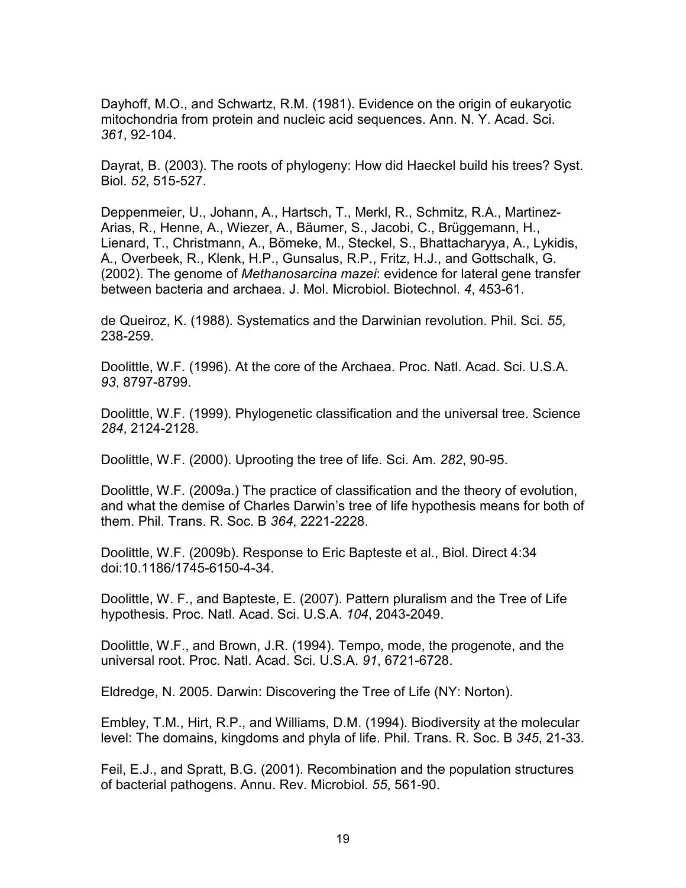Dayhoff, M.O., and Schwartz, R.M. (1981). Evidence on the origin of eukaryotic mitochondria from protein and nucleic acid sequences. Ann. N. Y. Acad. Sci. *361*, 92-104.

Dayrat, B. (2003). The roots of phylogeny: How did Haeckel build his trees? Syst. Biol. *52*, 515-527.

Deppenmeier, U., Johann, A., Hartsch, T., Merkl, R., Schmitz, R.A., Martinez-Arias, R., Henne, A., Wiezer, A., Bäumer, S., Jacobi, C., Brüggemann, H., Lienard, T., Christmann, A., Bömeke, M., Steckel, S., Bhattacharyya, A., Lykidis, A., Overbeek, R., Klenk, H.P., Gunsalus, R.P., Fritz, H.J., and Gottschalk, G. (2002). The genome of *Methanosarcina mazei*: evidence for lateral gene transfer between bacteria and archaea. J. Mol. Microbiol. Biotechnol. *4*, 453-61.

de Queiroz, K. (1988). Systematics and the Darwinian revolution. Phil. Sci. *55*, 238-259.

Doolittle, W.F. (1996). At the core of the Archaea. Proc. Natl. Acad. Sci. U.S.A. *93*, 8797-8799.

Doolittle, W.F. (1999). Phylogenetic classification and the universal tree. Science *284*, 2124-2128.

Doolittle, W.F. (2000). Uprooting the tree of life. Sci. Am. *282*, 90-95.

Doolittle, W.F. (2009a.) The practice of classification and the theory of evolution, and what the demise of Charles Darwin's tree of life hypothesis means for both of them. Phil. Trans. R. Soc. B *364*, 2221-2228.

Doolittle, W.F. (2009b). Response to Eric Bapteste et al., Biol. Direct 4:34 doi:10.1186/1745-6150-4-34.

Doolittle, W. F., and Bapteste, E. (2007). Pattern pluralism and the Tree of Life hypothesis. Proc. Natl. Acad. Sci. U.S.A. *104*, 2043-2049.

Doolittle, W.F., and Brown, J.R. (1994). Tempo, mode, the progenote, and the universal root. Proc. Natl. Acad. Sci. U.S.A. *91*, 6721-6728.

Eldredge, N. 2005. Darwin: Discovering the Tree of Life (NY: Norton).

Embley, T.M., Hirt, R.P., and Williams, D.M. (1994). Biodiversity at the molecular level: The domains, kingdoms and phyla of life. Phil. Trans. R. Soc. B *345*, 21-33.

Feil, E.J., and Spratt, B.G. (2001). Recombination and the population structures of bacterial pathogens. Annu. Rev. Microbiol. *55*, 561-90.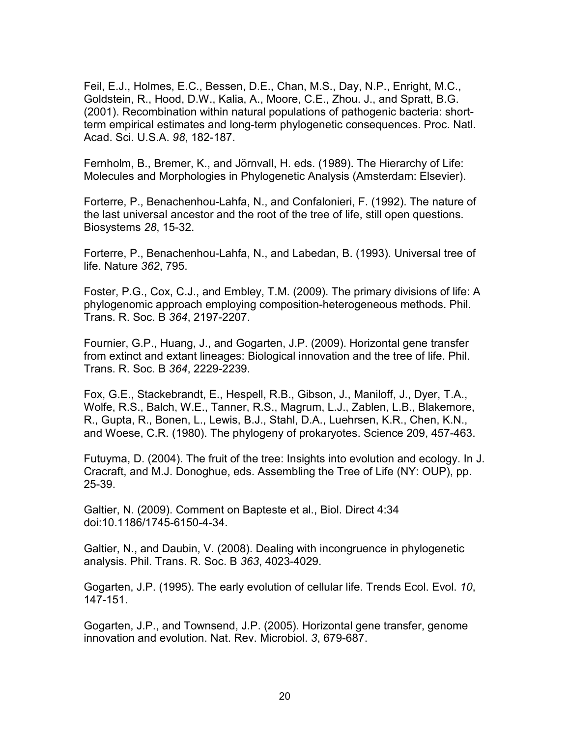Feil, E.J., Holmes, E.C., Bessen, D.E., Chan, M.S., Day, N.P., Enright, M.C., Goldstein, R., Hood, D.W., Kalia, A., Moore, C.E., Zhou. J., and Spratt, B.G. (2001). Recombination within natural populations of pathogenic bacteria: short-term empirical estimates and long-term phylogenetic consequences. Proc. Natl. Acad. Sci. U.S.A. *98*, 182-187.

Fernholm, B., Bremer, K., and Jörnvall, H. eds. (1989). The Hierarchy of Life: Molecules and Morphologies in Phylogenetic Analysis (Amsterdam: Elsevier).

Forterre, P., Benachenhou-Lahfa, N., and Confalonieri, F. (1992). The nature of the last universal ancestor and the root of the tree of life, still open questions. Biosystems *28*, 15-32.

Forterre, P., Benachenhou-Lahfa, N., and Labedan, B. (1993). Universal tree of life. Nature *362*, 795.

Foster, P.G., Cox, C.J., and Embley, T.M. (2009). The primary divisions of life: A phylogenomic approach employing composition-heterogeneous methods. Phil. Trans. R. Soc. B *364*, 2197-2207.

Fournier, G.P., Huang, J., and Gogarten, J.P. (2009). Horizontal gene transfer from extinct and extant lineages: Biological innovation and the tree of life. Phil. Trans. R. Soc. B *364*, 2229-2239.

Fox, G.E., Stackebrandt, E., Hespell, R.B., Gibson, J., Maniloff, J., Dyer, T.A., Wolfe, R.S., Balch, W.E., Tanner, R.S., Magrum, L.J., Zablen, L.B., Blakemore, R., Gupta, R., Bonen, L., Lewis, B.J., Stahl, D.A., Luehrsen, K.R., Chen, K.N., and Woese, C.R. (1980). The phylogeny of prokaryotes. Science 209, 457-463.

Futuyma, D. (2004). The fruit of the tree: Insights into evolution and ecology. In J. Cracraft, and M.J. Donoghue, eds. Assembling the Tree of Life (NY: OUP), pp. 25-39.

Galtier, N. (2009). Comment on Bapteste et al., Biol. Direct 4:34 doi:10.1186/1745-6150-4-34.

Galtier, N., and Daubin, V. (2008). Dealing with incongruence in phylogenetic analysis. Phil. Trans. R. Soc. B *363*, 4023-4029.

Gogarten, J.P. (1995). The early evolution of cellular life. Trends Ecol. Evol. *10*, 147-151.

Gogarten, J.P., and Townsend, J.P. (2005). Horizontal gene transfer, genome innovation and evolution. Nat. Rev. Microbiol. *3*, 679-687.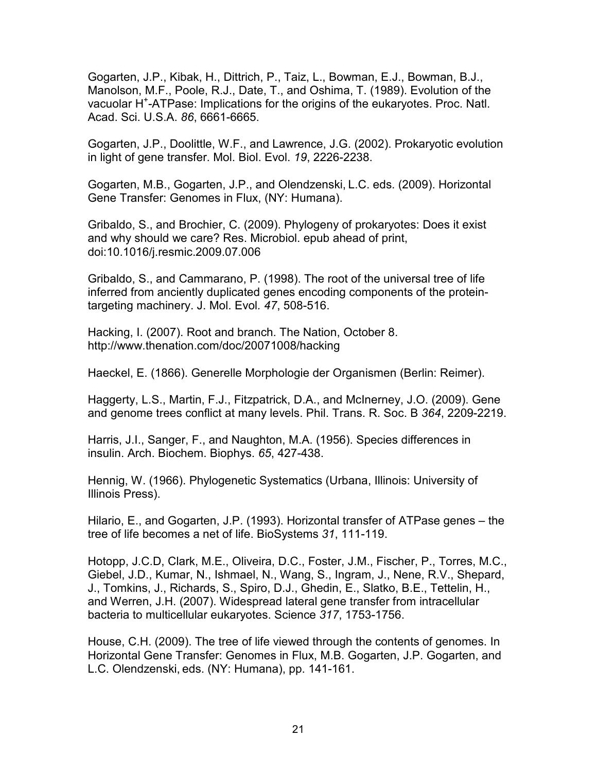Gogarten, J.P., Kibak, H., Dittrich, P., Taiz, L., Bowman, E.J., Bowman, B.J., Manolson, M.F., Poole, R.J., Date, T., and Oshima, T. (1989). Evolution of the vacuolar $H^+$-ATPase: Implications for the origins of the eukaryotes. Proc. Natl. Acad. Sci. U.S.A. *86*, 6661-6665.

Gogarten, J.P., Doolittle, W.F., and Lawrence, J.G. (2002). Prokaryotic evolution in light of gene transfer. Mol. Biol. Evol. *19*, 2226-2238.

Gogarten, M.B., Gogarten, J.P., and Olendzenski, L.C. eds. (2009). Horizontal Gene Transfer: Genomes in Flux, (NY: Humana).

Gribaldo, S., and Brochier, C. (2009). Phylogeny of prokaryotes: Does it exist and why should we care? Res. Microbiol. epub ahead of print, doi:10.1016/j.resmic.2009.07.006

Gribaldo, S., and Cammarano, P. (1998). The root of the universal tree of life inferred from anciently duplicated genes encoding components of the protein-targeting machinery. J. Mol. Evol. *47*, 508-516.

Hacking, I. (2007). Root and branch. The Nation, October 8. http://www.thenation.com/doc/20071008/hacking

Haeckel, E. (1866). Generelle Morphologie der Organismen (Berlin: Reimer).

Haggerty, L.S., Martin, F.J., Fitzpatrick, D.A., and McInerney, J.O. (2009). Gene and genome trees conflict at many levels. Phil. Trans. R. Soc. B *364*, 2209-2219.

Harris, J.I., Sanger, F., and Naughton, M.A. (1956). Species differences in insulin. Arch. Biochem. Biophys. *65*, 427-438.

Hennig, W. (1966). Phylogenetic Systematics (Urbana, Illinois: University of Illinois Press).

Hilario, E., and Gogarten, J.P. (1993). Horizontal transfer of ATPase genes – the tree of life becomes a net of life. BioSystems *31*, 111-119.

Hotopp, J.C.D, Clark, M.E., Oliveira, D.C., Foster, J.M., Fischer, P., Torres, M.C., Giebel, J.D., Kumar, N., Ishmael, N., Wang, S., Ingram, J., Nene, R.V., Shepard, J., Tomkins, J., Richards, S., Spiro, D.J., Ghedin, E., Slatko, B.E., Tettelin, H., and Werren, J.H. (2007). Widespread lateral gene transfer from intracellular bacteria to multicellular eukaryotes. Science *317*, 1753-1756.

House, C.H. (2009). The tree of life viewed through the contents of genomes. In Horizontal Gene Transfer: Genomes in Flux, M.B. Gogarten, J.P. Gogarten, and L.C. Olendzenski, eds. (NY: Humana), pp. 141-161.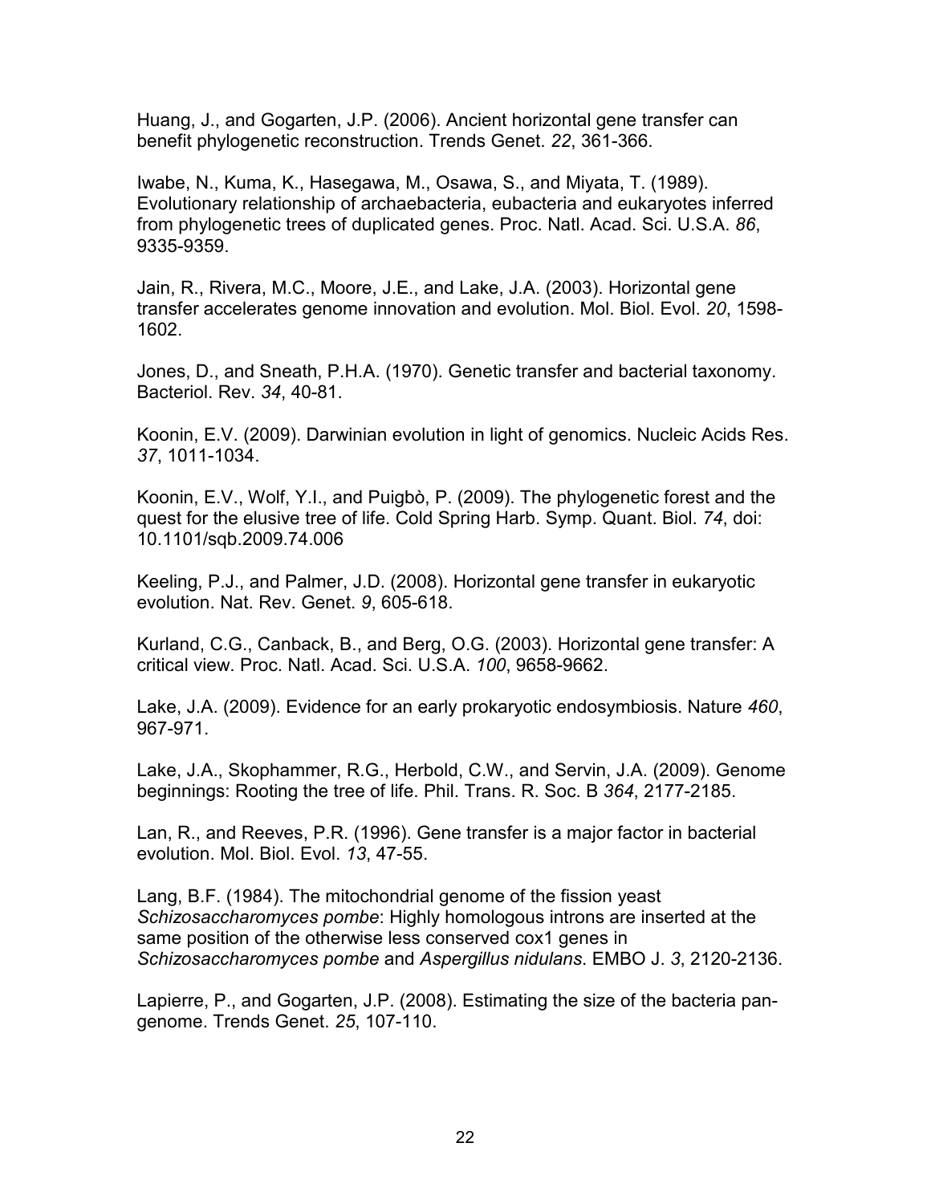Huang, J., and Gogarten, J.P. (2006). Ancient horizontal gene transfer can benefit phylogenetic reconstruction. Trends Genet. *22*, 361-366.

Iwabe, N., Kuma, K., Hasegawa, M., Osawa, S., and Miyata, T. (1989). Evolutionary relationship of archaebacteria, eubacteria and eukaryotes inferred from phylogenetic trees of duplicated genes. Proc. Natl. Acad. Sci. U.S.A. *86*, 9335-9359.

Jain, R., Rivera, M.C., Moore, J.E., and Lake, J.A. (2003). Horizontal gene transfer accelerates genome innovation and evolution. Mol. Biol. Evol. *20*, 1598-1602.

Jones, D., and Sneath, P.H.A. (1970). Genetic transfer and bacterial taxonomy. Bacteriol. Rev. *34*, 40-81.

Koonin, E.V. (2009). Darwinian evolution in light of genomics. Nucleic Acids Res. *37*, 1011-1034.

Koonin, E.V., Wolf, Y.I., and Puigbò, P. (2009). The phylogenetic forest and the quest for the elusive tree of life. Cold Spring Harb. Symp. Quant. Biol. *74*, doi: 10.1101/sqb.2009.74.006

Keeling, P.J., and Palmer, J.D. (2008). Horizontal gene transfer in eukaryotic evolution. Nat. Rev. Genet. *9*, 605-618.

Kurland, C.G., Canback, B., and Berg, O.G. (2003). Horizontal gene transfer: A critical view. Proc. Natl. Acad. Sci. U.S.A. *100*, 9658-9662.

Lake, J.A. (2009). Evidence for an early prokaryotic endosymbiosis. Nature *460*, 967-971.

Lake, J.A., Skophammer, R.G., Herbold, C.W., and Servin, J.A. (2009). Genome beginnings: Rooting the tree of life. Phil. Trans. R. Soc. B *364*, 2177-2185.

Lan, R., and Reeves, P.R. (1996). Gene transfer is a major factor in bacterial evolution. Mol. Biol. Evol. *13*, 47-55.

Lang, B.F. (1984). The mitochondrial genome of the fission yeast *Schizosaccharomyces pombe*: Highly homologous introns are inserted at the same position of the otherwise less conserved cox1 genes in *Schizosaccharomyces pombe* and *Aspergillus nidulans*. EMBO J. *3*, 2120-2136.

Lapierre, P., and Gogarten, J.P. (2008). Estimating the size of the bacteria pan-genome. Trends Genet. *25*, 107-110.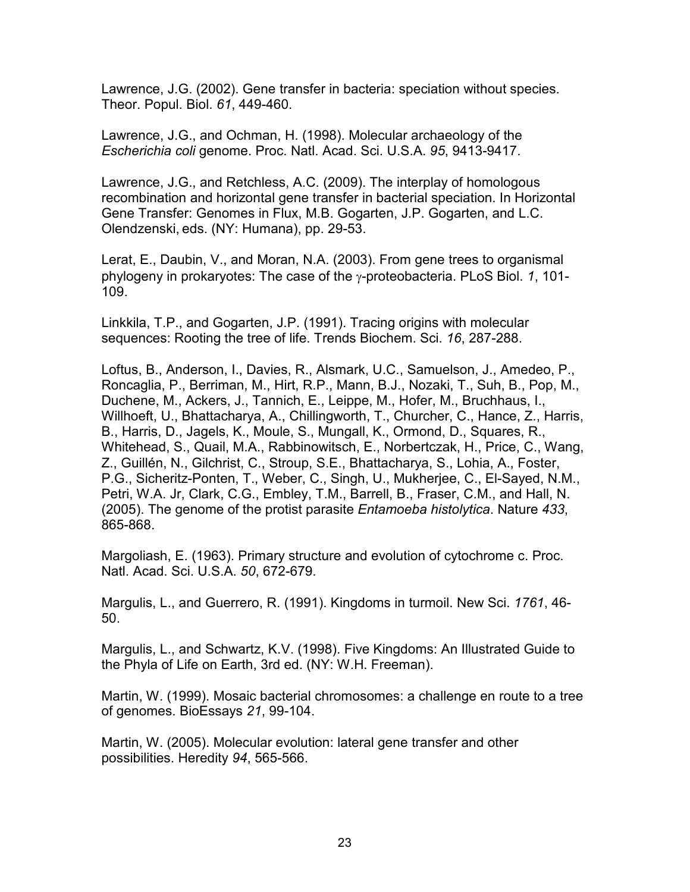Lawrence, J.G. (2002). Gene transfer in bacteria: speciation without species. Theor. Popul. Biol. *61*, 449-460.

Lawrence, J.G., and Ochman, H. (1998). Molecular archaeology of the *Escherichia coli* genome. Proc. Natl. Acad. Sci. U.S.A. *95*, 9413-9417.

Lawrence, J.G., and Retchless, A.C. (2009). The interplay of homologous recombination and horizontal gene transfer in bacterial speciation. In Horizontal Gene Transfer: Genomes in Flux, M.B. Gogarten, J.P. Gogarten, and L.C. Olendzenski, eds. (NY: Humana), pp. 29-53.

Lerat, E., Daubin, V., and Moran, N.A. (2003). From gene trees to organismal phylogeny in prokaryotes: The case of the $\gamma$-proteobacteria. PLoS Biol. *1*, 101-109.

Linkkila, T.P., and Gogarten, J.P. (1991). Tracing origins with molecular sequences: Rooting the tree of life. Trends Biochem. Sci. *16*, 287-288.

Loftus, B., Anderson, I., Davies, R., Alsmark, U.C., Samuelson, J., Amedeo, P., Roncaglia, P., Berriman, M., Hirt, R.P., Mann, B.J., Nozaki, T., Suh, B., Pop, M., Duchene, M., Ackers, J., Tannich, E., Leippe, M., Hofer, M., Bruchhaus, I., Willhoeft, U., Bhattacharya, A., Chillingworth, T., Churcher, C., Hance, Z., Harris, B., Harris, D., Jagels, K., Moule, S., Mungall, K., Ormond, D., Squares, R., Whitehead, S., Quail, M.A., Rabbinowitsch, E., Norbertczak, H., Price, C., Wang, Z., Guillén, N., Gilchrist, C., Stroup, S.E., Bhattacharya, S., Lohia, A., Foster, P.G., Sicheritz-Ponten, T., Weber, C., Singh, U., Mukherjee, C., El-Sayed, N.M., Petri, W.A. Jr, Clark, C.G., Embley, T.M., Barrell, B., Fraser, C.M., and Hall, N. (2005). The genome of the protist parasite *Entamoeba histolytica*. Nature *433*, 865-868.

Margoliash, E. (1963). Primary structure and evolution of cytochrome c. Proc. Natl. Acad. Sci. U.S.A. *50*, 672-679.

Margulis, L., and Guerrero, R. (1991). Kingdoms in turmoil. New Sci. *1761*, 46-50.

Margulis, L., and Schwartz, K.V. (1998). Five Kingdoms: An Illustrated Guide to the Phyla of Life on Earth, 3rd ed. (NY: W.H. Freeman).

Martin, W. (1999). Mosaic bacterial chromosomes: a challenge en route to a tree of genomes. BioEssays *21*, 99-104.

Martin, W. (2005). Molecular evolution: lateral gene transfer and other possibilities. Heredity *94*, 565-566.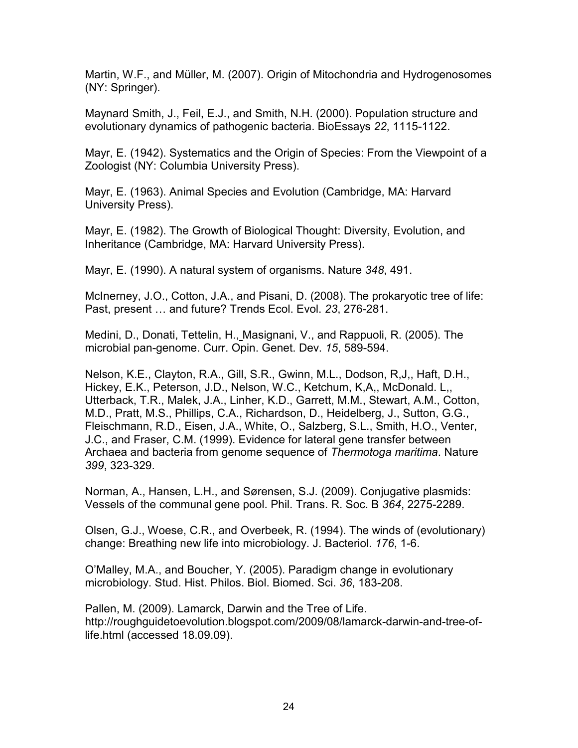Martin, W.F., and Müller, M. (2007). Origin of Mitochondria and Hydrogenosomes (NY: Springer).

Maynard Smith, J., Feil, E.J., and Smith, N.H. (2000). Population structure and evolutionary dynamics of pathogenic bacteria. BioEssays *22*, 1115-1122.

Mayr, E. (1942). Systematics and the Origin of Species: From the Viewpoint of a Zoologist (NY: Columbia University Press).

Mayr, E. (1963). Animal Species and Evolution (Cambridge, MA: Harvard University Press).

Mayr, E. (1982). The Growth of Biological Thought: Diversity, Evolution, and Inheritance (Cambridge, MA: Harvard University Press).

Mayr, E. (1990). A natural system of organisms. Nature *348*, 491.

McInerney, J.O., Cotton, J.A., and Pisani, D. (2008). The prokaryotic tree of life: Past, present … and future? Trends Ecol. Evol. *23*, 276-281.

Medini, D., Donati, Tettelin, H., Masignani, V., and Rappuoli, R. (2005). The microbial pan-genome. Curr. Opin. Genet. Dev. *15*, 589-594.

Nelson, K.E., Clayton, R.A., Gill, S.R., Gwinn, M.L., Dodson, R,J,, Haft, D.H., Hickey, E.K., Peterson, J.D., Nelson, W.C., Ketchum, K,A,, McDonald. L,, Utterback, T.R., Malek, J.A., Linher, K.D., Garrett, M.M., Stewart, A.M., Cotton, M.D., Pratt, M.S., Phillips, C.A., Richardson, D., Heidelberg, J., Sutton, G.G., Fleischmann, R.D., Eisen, J.A., White, O., Salzberg, S.L., Smith, H.O., Venter, J.C., and Fraser, C.M. (1999). Evidence for lateral gene transfer between Archaea and bacteria from genome sequence of *Thermotoga maritima*. Nature *399*, 323-329.

Norman, A., Hansen, L.H., and Sørensen, S.J. (2009). Conjugative plasmids: Vessels of the communal gene pool. Phil. Trans. R. Soc. B *364*, 2275-2289.

Olsen, G.J., Woese, C.R., and Overbeek, R. (1994). The winds of (evolutionary) change: Breathing new life into microbiology. J. Bacteriol. *176*, 1-6.

O'Malley, M.A., and Boucher, Y. (2005). Paradigm change in evolutionary microbiology. Stud. Hist. Philos. Biol. Biomed. Sci. *36*, 183-208.

Pallen, M. (2009). Lamarck, Darwin and the Tree of Life. http://roughguidetoevolution.blogspot.com/2009/08/lamarck-darwin-and-tree-of-life.html (accessed 18.09.09).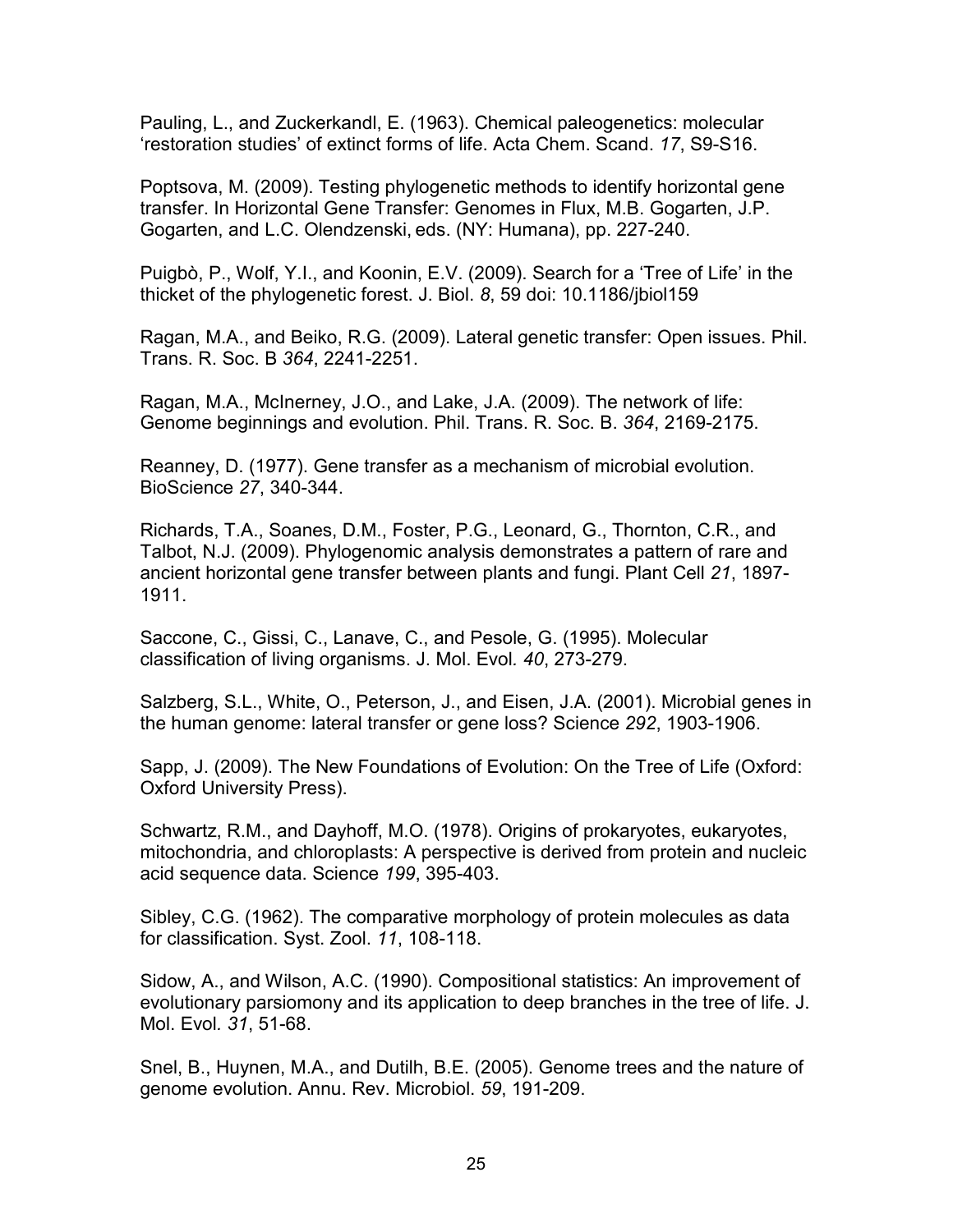Pauling, L., and Zuckerkandl, E. (1963). Chemical paleogenetics: molecular ‘restoration studies’ of extinct forms of life. Acta Chem. Scand. *17*, S9-S16.

Poptsova, M. (2009). Testing phylogenetic methods to identify horizontal gene transfer. In Horizontal Gene Transfer: Genomes in Flux, M.B. Gogarten, J.P. Gogarten, and L.C. Olendzenski, eds. (NY: Humana), pp. 227-240.

Puigbò, P., Wolf, Y.I., and Koonin, E.V. (2009). Search for a ‘Tree of Life’ in the thicket of the phylogenetic forest. J. Biol. *8*, 59 doi: 10.1186/jbiol159

Ragan, M.A., and Beiko, R.G. (2009). Lateral genetic transfer: Open issues. Phil. Trans. R. Soc. B *364*, 2241-2251.

Ragan, M.A., McInerney, J.O., and Lake, J.A. (2009). The network of life: Genome beginnings and evolution. Phil. Trans. R. Soc. B. *364*, 2169-2175.

Reanney, D. (1977). Gene transfer as a mechanism of microbial evolution. BioScience *27*, 340-344.

Richards, T.A., Soanes, D.M., Foster, P.G., Leonard, G., Thornton, C.R., and Talbot, N.J. (2009). Phylogenomic analysis demonstrates a pattern of rare and ancient horizontal gene transfer between plants and fungi. Plant Cell *21*, 1897-1911.

Saccone, C., Gissi, C., Lanave, C., and Pesole, G. (1995). Molecular classification of living organisms. J. Mol. Evol. *40*, 273-279.

Salzberg, S.L., White, O., Peterson, J., and Eisen, J.A. (2001). Microbial genes in the human genome: lateral transfer or gene loss? Science *292*, 1903-1906.

Sapp, J. (2009). The New Foundations of Evolution: On the Tree of Life (Oxford: Oxford University Press).

Schwartz, R.M., and Dayhoff, M.O. (1978). Origins of prokaryotes, eukaryotes, mitochondria, and chloroplasts: A perspective is derived from protein and nucleic acid sequence data. Science *199*, 395-403.

Sibley, C.G. (1962). The comparative morphology of protein molecules as data for classification. Syst. Zool. *11*, 108-118.

Sidow, A., and Wilson, A.C. (1990). Compositional statistics: An improvement of evolutionary parsiomony and its application to deep branches in the tree of life. J. Mol. Evol. *31*, 51-68.

Snel, B., Huynen, M.A., and Dutilh, B.E. (2005). Genome trees and the nature of genome evolution. Annu. Rev. Microbiol. *59*, 191-209.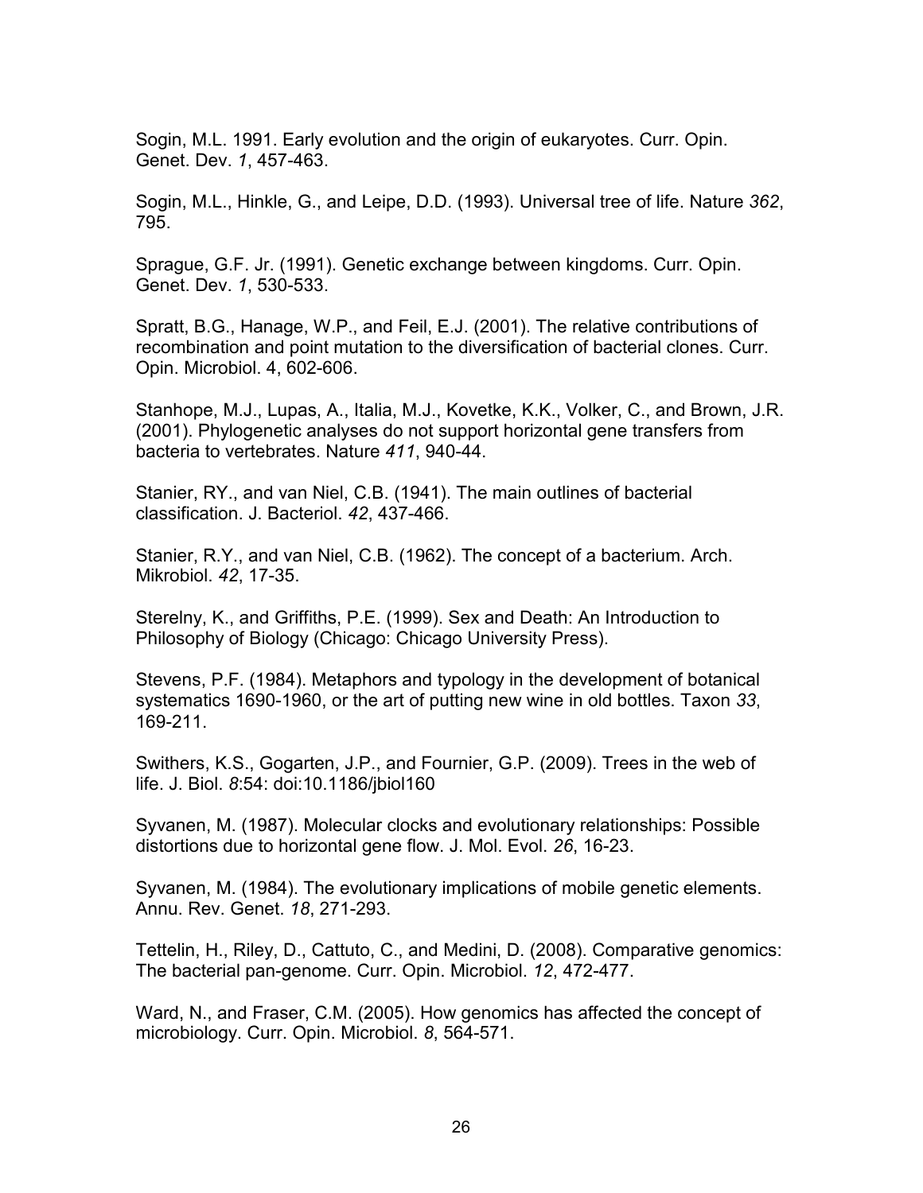Sogin, M.L. 1991. Early evolution and the origin of eukaryotes. Curr. Opin. Genet. Dev. *1*, 457-463.

Sogin, M.L., Hinkle, G., and Leipe, D.D. (1993). Universal tree of life. Nature *362*, 795.

Sprague, G.F. Jr. (1991). Genetic exchange between kingdoms. Curr. Opin. Genet. Dev. *1*, 530-533.

Spratt, B.G., Hanage, W.P., and Feil, E.J. (2001). The relative contributions of recombination and point mutation to the diversification of bacterial clones. Curr. Opin. Microbiol. 4, 602-606.

Stanhope, M.J., Lupas, A., Italia, M.J., Kovetke, K.K., Volker, C., and Brown, J.R. (2001). Phylogenetic analyses do not support horizontal gene transfers from bacteria to vertebrates. Nature *411*, 940-44.

Stanier, RY., and van Niel, C.B. (1941). The main outlines of bacterial classification. J. Bacteriol. *42*, 437-466.

Stanier, R.Y., and van Niel, C.B. (1962). The concept of a bacterium. Arch. Mikrobiol. *42*, 17-35.

Sterelny, K., and Griffiths, P.E. (1999). Sex and Death: An Introduction to Philosophy of Biology (Chicago: Chicago University Press).

Stevens, P.F. (1984). Metaphors and typology in the development of botanical systematics 1690-1960, or the art of putting new wine in old bottles. Taxon *33*, 169-211.

Swithers, K.S., Gogarten, J.P., and Fournier, G.P. (2009). Trees in the web of life. J. Biol. *8*:54: doi:10.1186/jbiol160

Syvanen, M. (1987). Molecular clocks and evolutionary relationships: Possible distortions due to horizontal gene flow. J. Mol. Evol. *26*, 16-23.

Syvanen, M. (1984). The evolutionary implications of mobile genetic elements. Annu. Rev. Genet. *18*, 271-293.

Tettelin, H., Riley, D., Cattuto, C., and Medini, D. (2008). Comparative genomics: The bacterial pan-genome. Curr. Opin. Microbiol. *12*, 472-477.

Ward, N., and Fraser, C.M. (2005). How genomics has affected the concept of microbiology. Curr. Opin. Microbiol. *8*, 564-571.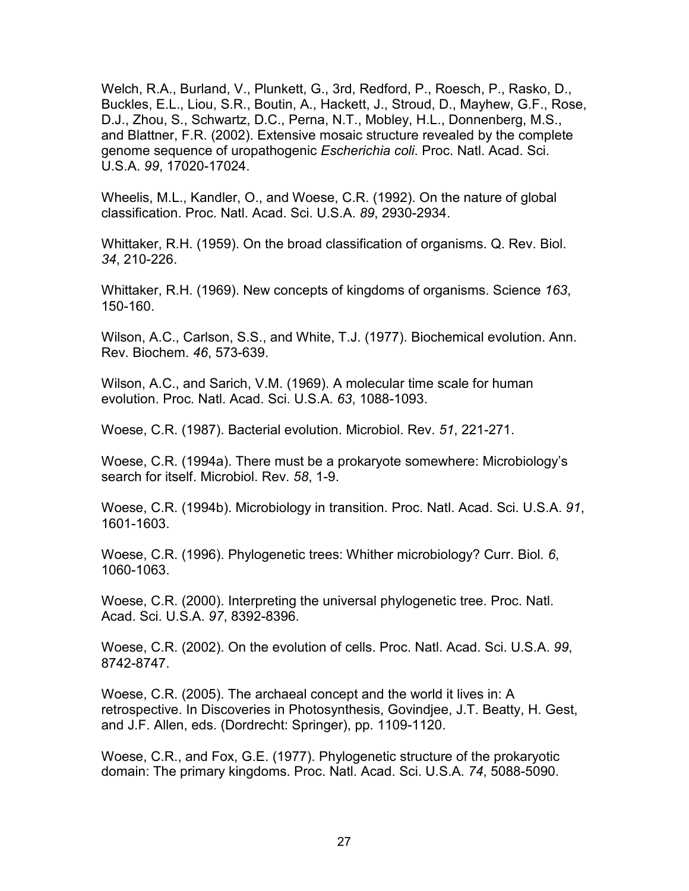Welch, R.A., Burland, V., Plunkett, G., 3rd, Redford, P., Roesch, P., Rasko, D., Buckles, E.L., Liou, S.R., Boutin, A., Hackett, J., Stroud, D., Mayhew, G.F., Rose, D.J., Zhou, S., Schwartz, D.C., Perna, N.T., Mobley, H.L., Donnenberg, M.S., and Blattner, F.R. (2002). Extensive mosaic structure revealed by the complete genome sequence of uropathogenic *Escherichia coli*. Proc. Natl. Acad. Sci. U.S.A. *99*, 17020-17024.

Wheelis, M.L., Kandler, O., and Woese, C.R. (1992). On the nature of global classification. Proc. Natl. Acad. Sci. U.S.A. *89*, 2930-2934.

Whittaker, R.H. (1959). On the broad classification of organisms. Q. Rev. Biol. *34*, 210-226.

Whittaker, R.H. (1969). New concepts of kingdoms of organisms. Science *163*, 150-160.

Wilson, A.C., Carlson, S.S., and White, T.J. (1977). Biochemical evolution. Ann. Rev. Biochem. *46*, 573-639.

Wilson, A.C., and Sarich, V.M. (1969). A molecular time scale for human evolution. Proc. Natl. Acad. Sci. U.S.A. *63*, 1088-1093.

Woese, C.R. (1987). Bacterial evolution. Microbiol. Rev. *51*, 221-271.

Woese, C.R. (1994a). There must be a prokaryote somewhere: Microbiology's search for itself. Microbiol. Rev. *58*, 1-9.

Woese, C.R. (1994b). Microbiology in transition. Proc. Natl. Acad. Sci. U.S.A. *91*, 1601-1603.

Woese, C.R. (1996). Phylogenetic trees: Whither microbiology? Curr. Biol. *6*, 1060-1063.

Woese, C.R. (2000). Interpreting the universal phylogenetic tree. Proc. Natl. Acad. Sci. U.S.A. *97*, 8392-8396.

Woese, C.R. (2002). On the evolution of cells. Proc. Natl. Acad. Sci. U.S.A. *99*, 8742-8747.

Woese, C.R. (2005). The archaeal concept and the world it lives in: A retrospective. In Discoveries in Photosynthesis, Govindjee, J.T. Beatty, H. Gest, and J.F. Allen, eds. (Dordrecht: Springer), pp. 1109-1120.

Woese, C.R., and Fox, G.E. (1977). Phylogenetic structure of the prokaryotic domain: The primary kingdoms. Proc. Natl. Acad. Sci. U.S.A. *74*, 5088-5090.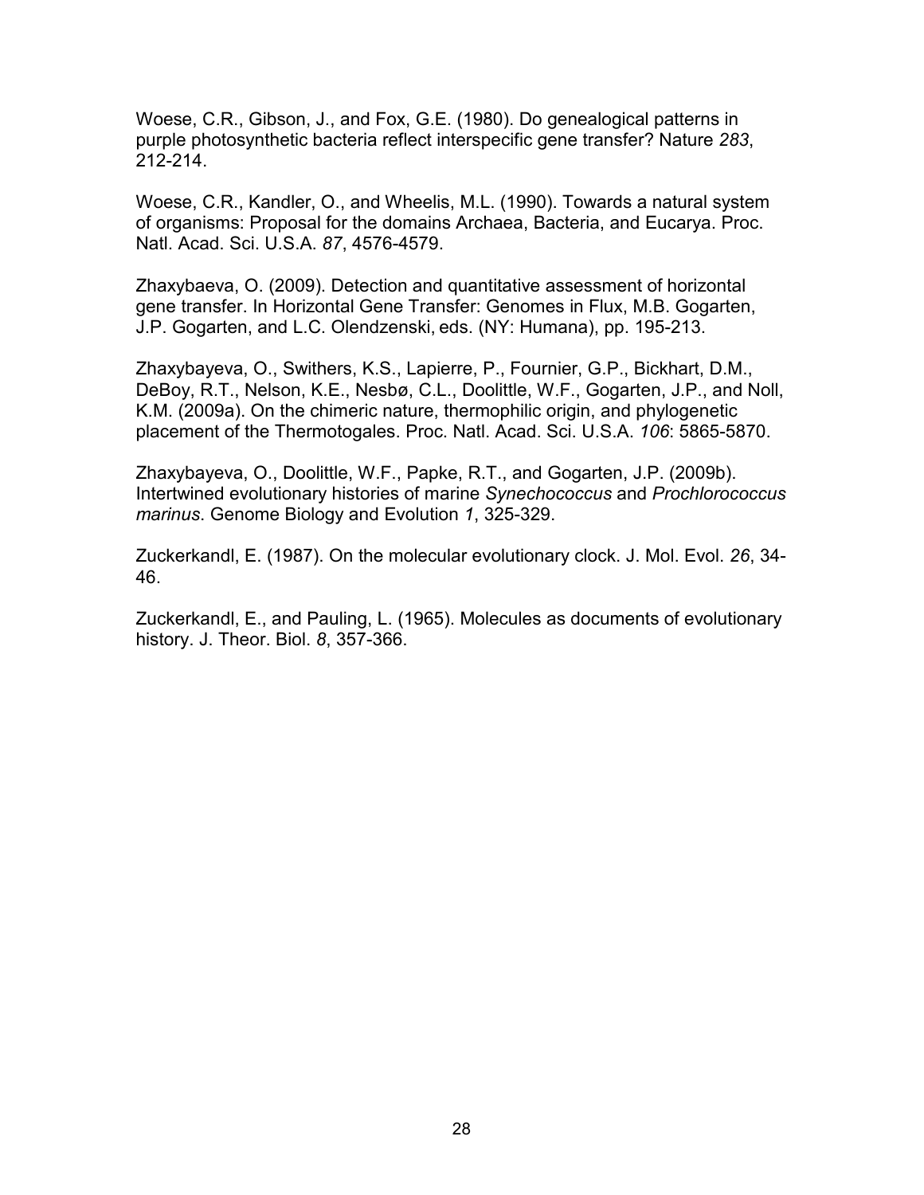Woese, C.R., Gibson, J., and Fox, G.E. (1980). Do genealogical patterns in purple photosynthetic bacteria reflect interspecific gene transfer? Nature *283*, 212-214.

Woese, C.R., Kandler, O., and Wheelis, M.L. (1990). Towards a natural system of organisms: Proposal for the domains Archaea, Bacteria, and Eucarya. Proc. Natl. Acad. Sci. U.S.A. *87*, 4576-4579.

Zhaxybaeva, O. (2009). Detection and quantitative assessment of horizontal gene transfer. In Horizontal Gene Transfer: Genomes in Flux, M.B. Gogarten, J.P. Gogarten, and L.C. Olendzenski, eds. (NY: Humana), pp. 195-213.

Zhaxybayeva, O., Swithers, K.S., Lapierre, P., Fournier, G.P., Bickhart, D.M., DeBoy, R.T., Nelson, K.E., Nesbø, C.L., Doolittle, W.F., Gogarten, J.P., and Noll, K.M. (2009a). On the chimeric nature, thermophilic origin, and phylogenetic placement of the Thermotogales. Proc. Natl. Acad. Sci. U.S.A. *106*: 5865-5870.

Zhaxybayeva, O., Doolittle, W.F., Papke, R.T., and Gogarten, J.P. (2009b). Intertwined evolutionary histories of marine *Synechococcus* and *Prochlorococcus marinus*. Genome Biology and Evolution *1*, 325-329.

Zuckerkandl, E. (1987). On the molecular evolutionary clock. J. Mol. Evol. *26*, 34-46.

Zuckerkandl, E., and Pauling, L. (1965). Molecules as documents of evolutionary history. J. Theor. Biol. *8*, 357-366.